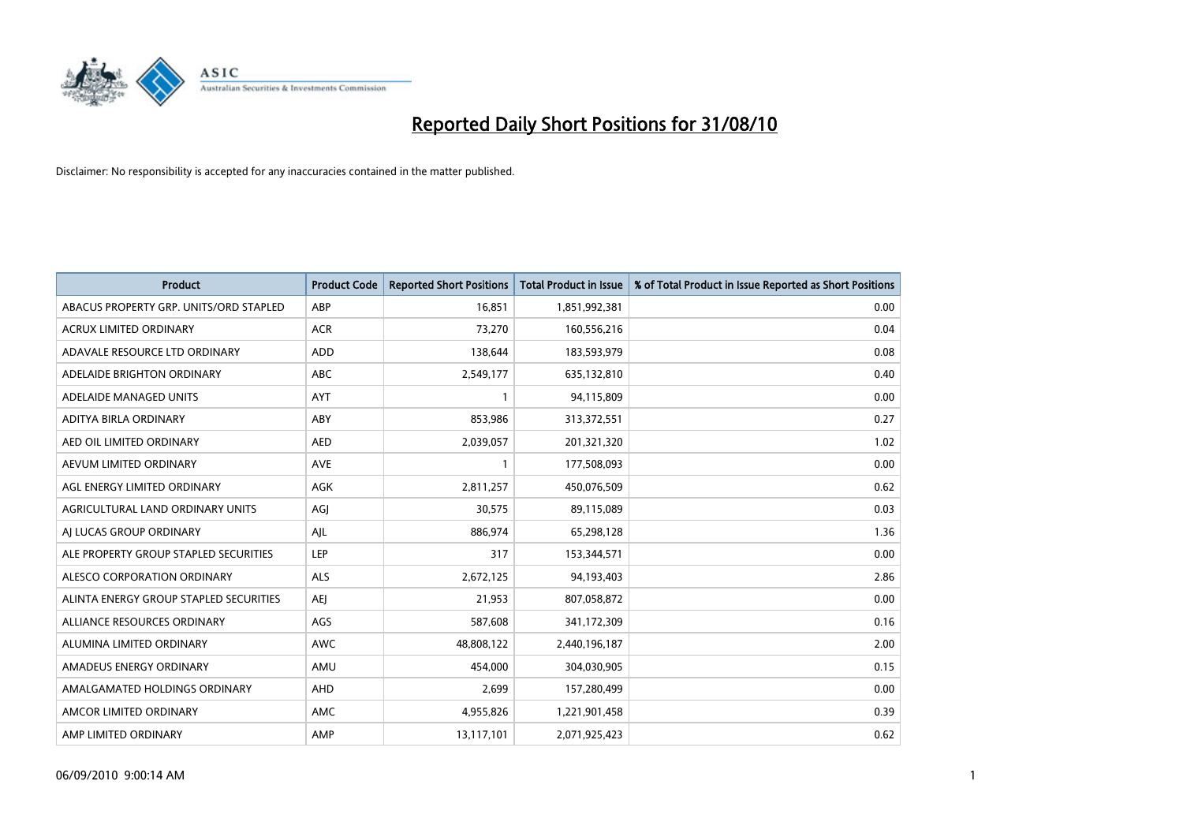# Reported Daily Short Positions for 31/08/10

Disclaimer: No responsibility is accepted for any inaccuracies contained in the matter published.

| Product | Product Code | Reported Short Positions | Total Product in Issue | % of Total Product in Issue Reported as Short Positions |
|---|---|---|---|---|
| ABACUS PROPERTY GRP. UNITS/ORD STAPLED | ABP | 16,851 | 1,851,992,381 | 0.00 |
| ACRUX LIMITED ORDINARY | ACR | 73,270 | 160,556,216 | 0.04 |
| ADAVALE RESOURCE LTD ORDINARY | ADD | 138,644 | 183,593,979 | 0.08 |
| ADELAIDE BRIGHTON ORDINARY | ABC | 2,549,177 | 635,132,810 | 0.40 |
| ADELAIDE MANAGED UNITS | AYT | 1 | 94,115,809 | 0.00 |
| ADITYA BIRLA ORDINARY | ABY | 853,986 | 313,372,551 | 0.27 |
| AED OIL LIMITED ORDINARY | AED | 2,039,057 | 201,321,320 | 1.02 |
| AEVUM LIMITED ORDINARY | AVE | 1 | 177,508,093 | 0.00 |
| AGL ENERGY LIMITED ORDINARY | AGK | 2,811,257 | 450,076,509 | 0.62 |
| AGRICULTURAL LAND ORDINARY UNITS | AGJ | 30,575 | 89,115,089 | 0.03 |
| AJ LUCAS GROUP ORDINARY | AJL | 886,974 | 65,298,128 | 1.36 |
| ALE PROPERTY GROUP STAPLED SECURITIES | LEP | 317 | 153,344,571 | 0.00 |
| ALESCO CORPORATION ORDINARY | ALS | 2,672,125 | 94,193,403 | 2.86 |
| ALINTA ENERGY GROUP STAPLED SECURITIES | AEJ | 21,953 | 807,058,872 | 0.00 |
| ALLIANCE RESOURCES ORDINARY | AGS | 587,608 | 341,172,309 | 0.16 |
| ALUMINA LIMITED ORDINARY | AWC | 48,808,122 | 2,440,196,187 | 2.00 |
| AMADEUS ENERGY ORDINARY | AMU | 454,000 | 304,030,905 | 0.15 |
| AMALGAMATED HOLDINGS ORDINARY | AHD | 2,699 | 157,280,499 | 0.00 |
| AMCOR LIMITED ORDINARY | AMC | 4,955,826 | 1,221,901,458 | 0.39 |
| AMP LIMITED ORDINARY | AMP | 13,117,101 | 2,071,925,423 | 0.62 |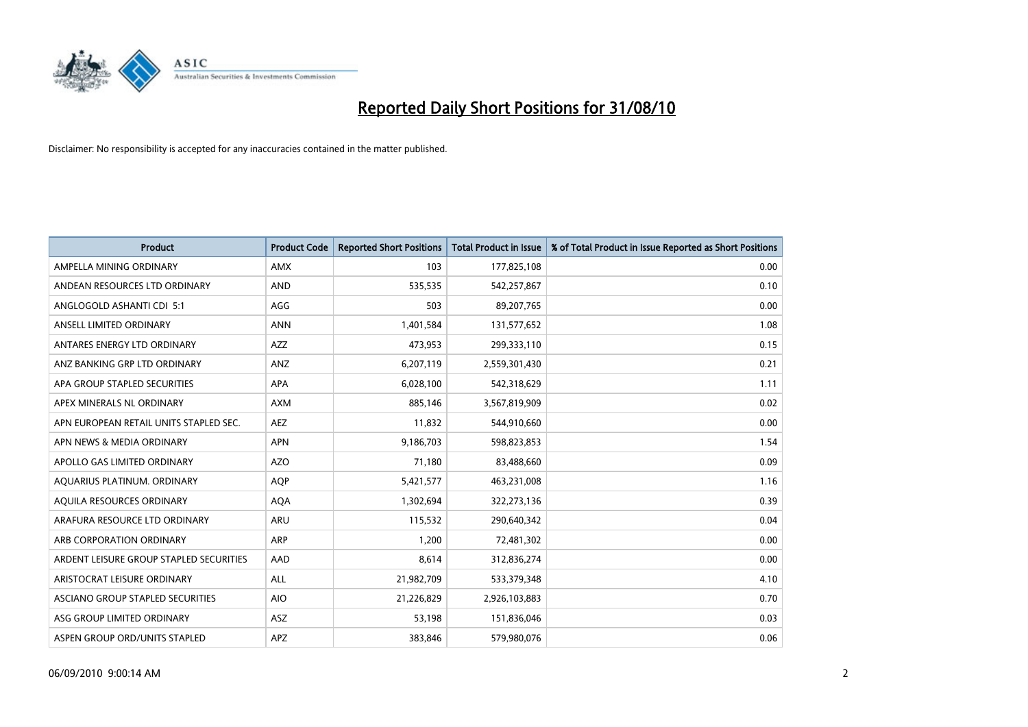# Reported Daily Short Positions for 31/08/10

Disclaimer: No responsibility is accepted for any inaccuracies contained in the matter published.

| Product | Product Code | Reported Short Positions | Total Product in Issue | % of Total Product in Issue Reported as Short Positions |
|---|---|---|---|---|
| AMPELLA MINING ORDINARY | AMX | 103 | 177,825,108 | 0.00 |
| ANDEAN RESOURCES LTD ORDINARY | AND | 535,535 | 542,257,867 | 0.10 |
| ANGLOGOLD ASHANTI CDI 5:1 | AGG | 503 | 89,207,765 | 0.00 |
| ANSELL LIMITED ORDINARY | ANN | 1,401,584 | 131,577,652 | 1.08 |
| ANTARES ENERGY LTD ORDINARY | AZZ | 473,953 | 299,333,110 | 0.15 |
| ANZ BANKING GRP LTD ORDINARY | ANZ | 6,207,119 | 2,559,301,430 | 0.21 |
| APA GROUP STAPLED SECURITIES | APA | 6,028,100 | 542,318,629 | 1.11 |
| APEX MINERALS NL ORDINARY | AXM | 885,146 | 3,567,819,909 | 0.02 |
| APN EUROPEAN RETAIL UNITS STAPLED SEC. | AEZ | 11,832 | 544,910,660 | 0.00 |
| APN NEWS & MEDIA ORDINARY | APN | 9,186,703 | 598,823,853 | 1.54 |
| APOLLO GAS LIMITED ORDINARY | AZO | 71,180 | 83,488,660 | 0.09 |
| AQUARIUS PLATINUM. ORDINARY | AQP | 5,421,577 | 463,231,008 | 1.16 |
| AQUILA RESOURCES ORDINARY | AQA | 1,302,694 | 322,273,136 | 0.39 |
| ARAFURA RESOURCE LTD ORDINARY | ARU | 115,532 | 290,640,342 | 0.04 |
| ARB CORPORATION ORDINARY | ARP | 1,200 | 72,481,302 | 0.00 |
| ARDENT LEISURE GROUP STAPLED SECURITIES | AAD | 8,614 | 312,836,274 | 0.00 |
| ARISTOCRAT LEISURE ORDINARY | ALL | 21,982,709 | 533,379,348 | 4.10 |
| ASCIANO GROUP STAPLED SECURITIES | AIO | 21,226,829 | 2,926,103,883 | 0.70 |
| ASG GROUP LIMITED ORDINARY | ASZ | 53,198 | 151,836,046 | 0.03 |
| ASPEN GROUP ORD/UNITS STAPLED | APZ | 383,846 | 579,980,076 | 0.06 |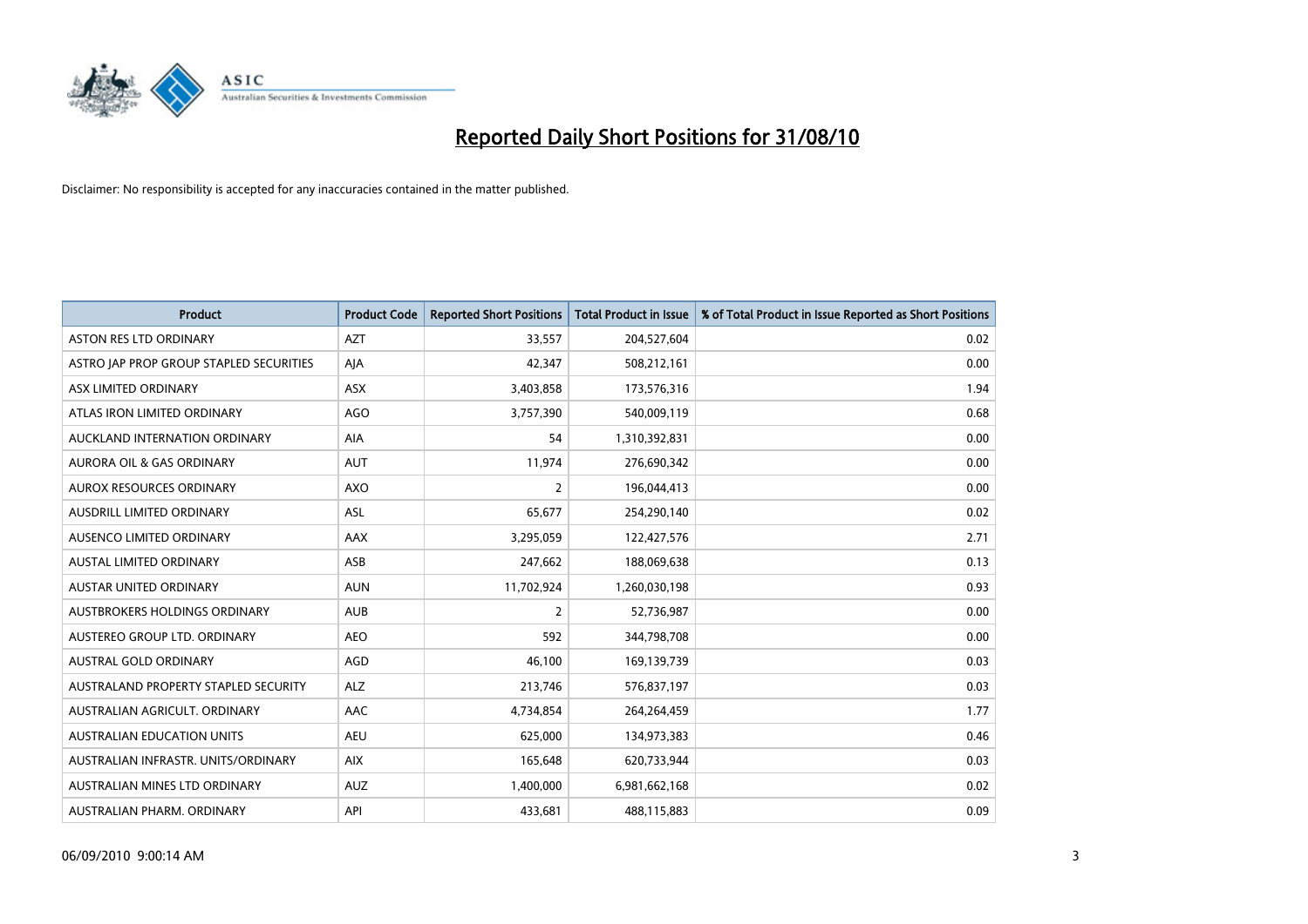# Reported Daily Short Positions for 31/08/10

Disclaimer: No responsibility is accepted for any inaccuracies contained in the matter published.

| Product | Product Code | Reported Short Positions | Total Product in Issue | % of Total Product in Issue Reported as Short Positions |
|---|---|---|---|---|
| ASTON RES LTD ORDINARY | AZT | 33,557 | 204,527,604 | 0.02 |
| ASTRO JAP PROP GROUP STAPLED SECURITIES | AJA | 42,347 | 508,212,161 | 0.00 |
| ASX LIMITED ORDINARY | ASX | 3,403,858 | 173,576,316 | 1.94 |
| ATLAS IRON LIMITED ORDINARY | AGO | 3,757,390 | 540,009,119 | 0.68 |
| AUCKLAND INTERNATION ORDINARY | AIA | 54 | 1,310,392,831 | 0.00 |
| AURORA OIL & GAS ORDINARY | AUT | 11,974 | 276,690,342 | 0.00 |
| AUROX RESOURCES ORDINARY | AXO | 2 | 196,044,413 | 0.00 |
| AUSDRILL LIMITED ORDINARY | ASL | 65,677 | 254,290,140 | 0.02 |
| AUSENCO LIMITED ORDINARY | AAX | 3,295,059 | 122,427,576 | 2.71 |
| AUSTAL LIMITED ORDINARY | ASB | 247,662 | 188,069,638 | 0.13 |
| AUSTAR UNITED ORDINARY | AUN | 11,702,924 | 1,260,030,198 | 0.93 |
| AUSTBROKERS HOLDINGS ORDINARY | AUB | 2 | 52,736,987 | 0.00 |
| AUSTEREO GROUP LTD. ORDINARY | AEO | 592 | 344,798,708 | 0.00 |
| AUSTRAL GOLD ORDINARY | AGD | 46,100 | 169,139,739 | 0.03 |
| AUSTRALAND PROPERTY STAPLED SECURITY | ALZ | 213,746 | 576,837,197 | 0.03 |
| AUSTRALIAN AGRICULT. ORDINARY | AAC | 4,734,854 | 264,264,459 | 1.77 |
| AUSTRALIAN EDUCATION UNITS | AEU | 625,000 | 134,973,383 | 0.46 |
| AUSTRALIAN INFRASTR. UNITS/ORDINARY | AIX | 165,648 | 620,733,944 | 0.03 |
| AUSTRALIAN MINES LTD ORDINARY | AUZ | 1,400,000 | 6,981,662,168 | 0.02 |
| AUSTRALIAN PHARM. ORDINARY | API | 433,681 | 488,115,883 | 0.09 |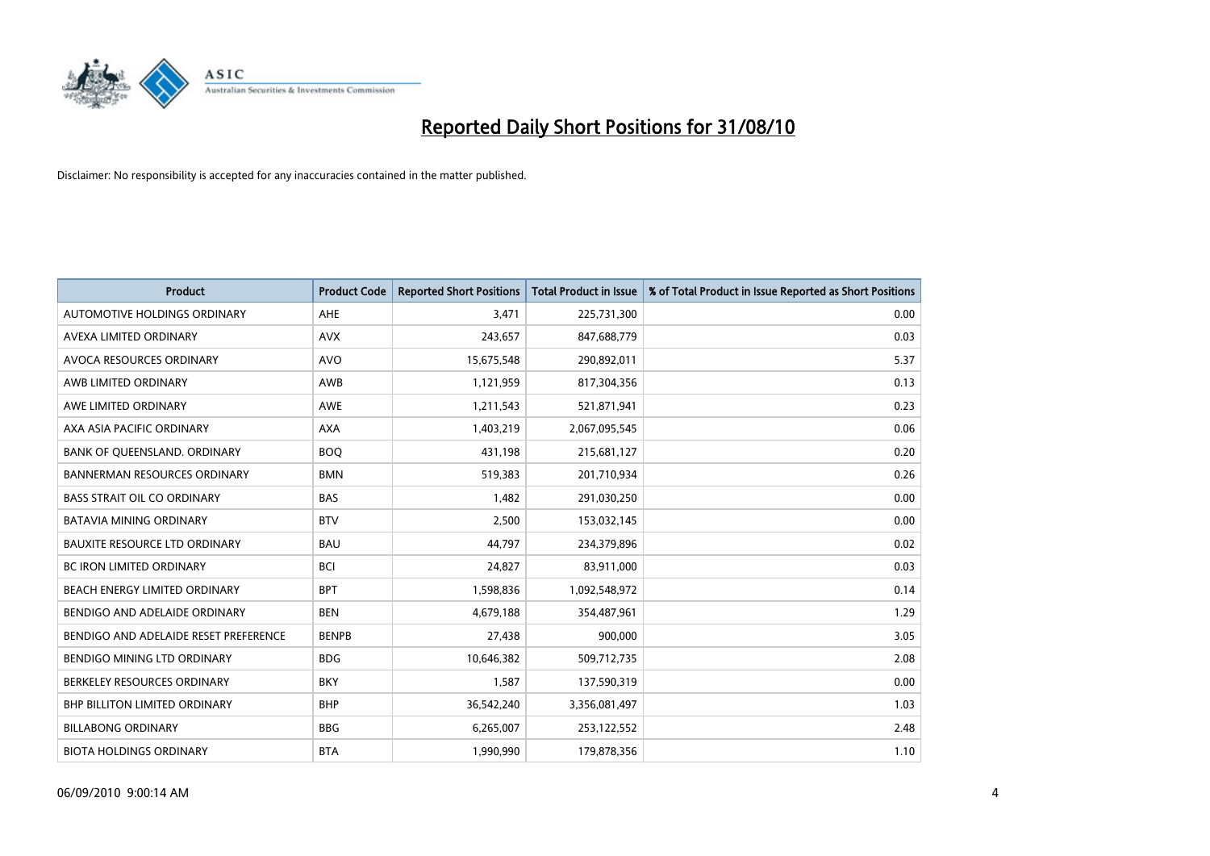# Reported Daily Short Positions for 31/08/10

Disclaimer: No responsibility is accepted for any inaccuracies contained in the matter published.

| Product | Product Code | Reported Short Positions | Total Product in Issue | % of Total Product in Issue Reported as Short Positions |
|---|---|---|---|---|
| AUTOMOTIVE HOLDINGS ORDINARY | AHE | 3,471 | 225,731,300 | 0.00 |
| AVEXA LIMITED ORDINARY | AVX | 243,657 | 847,688,779 | 0.03 |
| AVOCA RESOURCES ORDINARY | AVO | 15,675,548 | 290,892,011 | 5.37 |
| AWB LIMITED ORDINARY | AWB | 1,121,959 | 817,304,356 | 0.13 |
| AWE LIMITED ORDINARY | AWE | 1,211,543 | 521,871,941 | 0.23 |
| AXA ASIA PACIFIC ORDINARY | AXA | 1,403,219 | 2,067,095,545 | 0.06 |
| BANK OF QUEENSLAND. ORDINARY | BOQ | 431,198 | 215,681,127 | 0.20 |
| BANNERMAN RESOURCES ORDINARY | BMN | 519,383 | 201,710,934 | 0.26 |
| BASS STRAIT OIL CO ORDINARY | BAS | 1,482 | 291,030,250 | 0.00 |
| BATAVIA MINING ORDINARY | BTV | 2,500 | 153,032,145 | 0.00 |
| BAUXITE RESOURCE LTD ORDINARY | BAU | 44,797 | 234,379,896 | 0.02 |
| BC IRON LIMITED ORDINARY | BCI | 24,827 | 83,911,000 | 0.03 |
| BEACH ENERGY LIMITED ORDINARY | BPT | 1,598,836 | 1,092,548,972 | 0.14 |
| BENDIGO AND ADELAIDE ORDINARY | BEN | 4,679,188 | 354,487,961 | 1.29 |
| BENDIGO AND ADELAIDE RESET PREFERENCE | BENPB | 27,438 | 900,000 | 3.05 |
| BENDIGO MINING LTD ORDINARY | BDG | 10,646,382 | 509,712,735 | 2.08 |
| BERKELEY RESOURCES ORDINARY | BKY | 1,587 | 137,590,319 | 0.00 |
| BHP BILLITON LIMITED ORDINARY | BHP | 36,542,240 | 3,356,081,497 | 1.03 |
| BILLABONG ORDINARY | BBG | 6,265,007 | 253,122,552 | 2.48 |
| BIOTA HOLDINGS ORDINARY | BTA | 1,990,990 | 179,878,356 | 1.10 |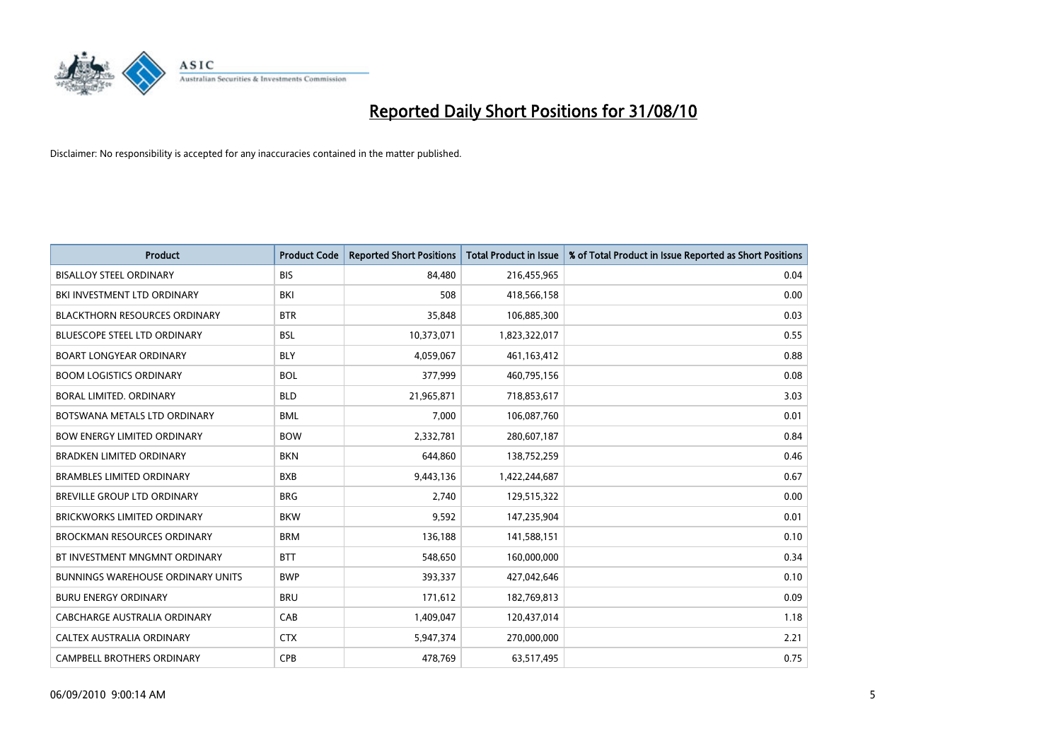# Reported Daily Short Positions for 31/08/10

Disclaimer: No responsibility is accepted for any inaccuracies contained in the matter published.

| Product | Product Code | Reported Short Positions | Total Product in Issue | % of Total Product in Issue Reported as Short Positions |
|---|---|---|---|---|
| BISALLOY STEEL ORDINARY | BIS | 84,480 | 216,455,965 | 0.04 |
| BKI INVESTMENT LTD ORDINARY | BKI | 508 | 418,566,158 | 0.00 |
| BLACKTHORN RESOURCES ORDINARY | BTR | 35,848 | 106,885,300 | 0.03 |
| BLUESCOPE STEEL LTD ORDINARY | BSL | 10,373,071 | 1,823,322,017 | 0.55 |
| BOART LONGYEAR ORDINARY | BLY | 4,059,067 | 461,163,412 | 0.88 |
| BOOM LOGISTICS ORDINARY | BOL | 377,999 | 460,795,156 | 0.08 |
| BORAL LIMITED. ORDINARY | BLD | 21,965,871 | 718,853,617 | 3.03 |
| BOTSWANA METALS LTD ORDINARY | BML | 7,000 | 106,087,760 | 0.01 |
| BOW ENERGY LIMITED ORDINARY | BOW | 2,332,781 | 280,607,187 | 0.84 |
| BRADKEN LIMITED ORDINARY | BKN | 644,860 | 138,752,259 | 0.46 |
| BRAMBLES LIMITED ORDINARY | BXB | 9,443,136 | 1,422,244,687 | 0.67 |
| BREVILLE GROUP LTD ORDINARY | BRG | 2,740 | 129,515,322 | 0.00 |
| BRICKWORKS LIMITED ORDINARY | BKW | 9,592 | 147,235,904 | 0.01 |
| BROCKMAN RESOURCES ORDINARY | BRM | 136,188 | 141,588,151 | 0.10 |
| BT INVESTMENT MNGMNT ORDINARY | BTT | 548,650 | 160,000,000 | 0.34 |
| BUNNINGS WAREHOUSE ORDINARY UNITS | BWP | 393,337 | 427,042,646 | 0.10 |
| BURU ENERGY ORDINARY | BRU | 171,612 | 182,769,813 | 0.09 |
| CABCHARGE AUSTRALIA ORDINARY | CAB | 1,409,047 | 120,437,014 | 1.18 |
| CALTEX AUSTRALIA ORDINARY | CTX | 5,947,374 | 270,000,000 | 2.21 |
| CAMPBELL BROTHERS ORDINARY | CPB | 478,769 | 63,517,495 | 0.75 |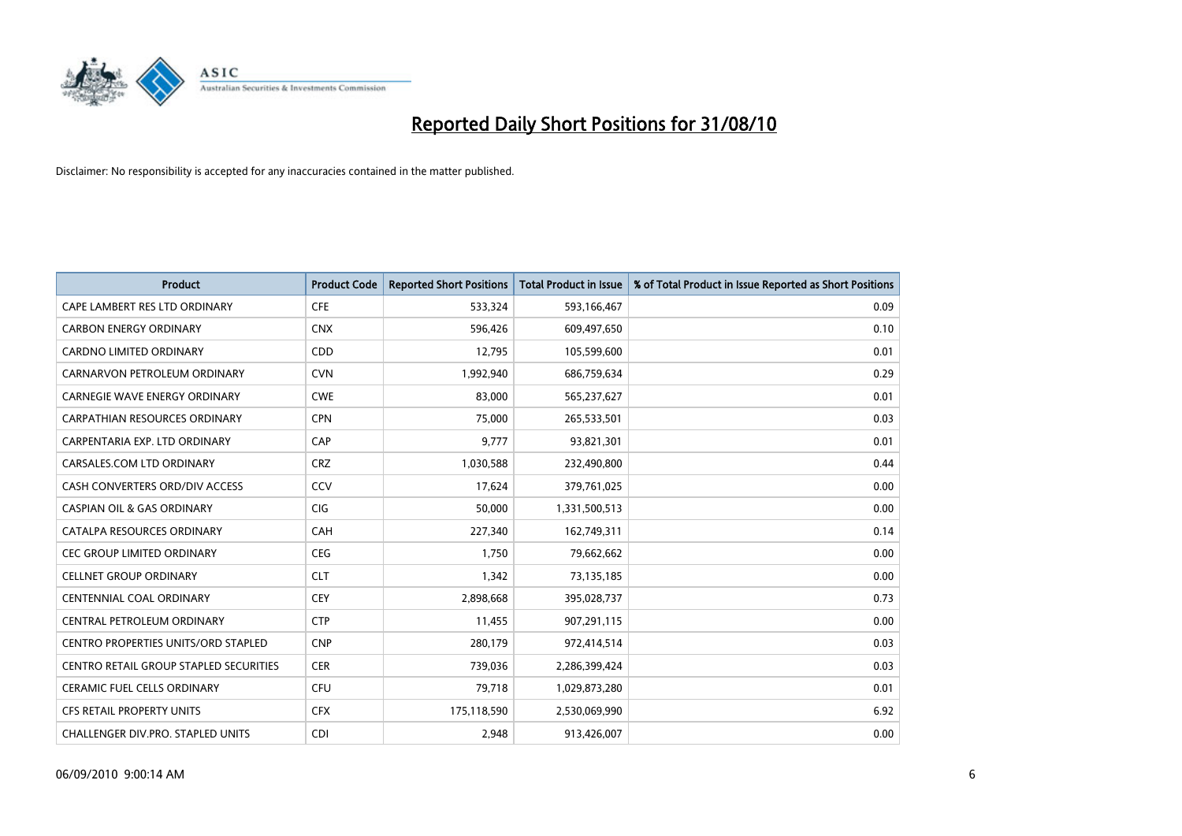# Reported Daily Short Positions for 31/08/10

Disclaimer: No responsibility is accepted for any inaccuracies contained in the matter published.

| Product | Product Code | Reported Short Positions | Total Product in Issue | % of Total Product in Issue Reported as Short Positions |
|---|---|---|---|---|
| CAPE LAMBERT RES LTD ORDINARY | CFE | 533,324 | 593,166,467 | 0.09 |
| CARBON ENERGY ORDINARY | CNX | 596,426 | 609,497,650 | 0.10 |
| CARDNO LIMITED ORDINARY | CDD | 12,795 | 105,599,600 | 0.01 |
| CARNARVON PETROLEUM ORDINARY | CVN | 1,992,940 | 686,759,634 | 0.29 |
| CARNEGIE WAVE ENERGY ORDINARY | CWE | 83,000 | 565,237,627 | 0.01 |
| CARPATHIAN RESOURCES ORDINARY | CPN | 75,000 | 265,533,501 | 0.03 |
| CARPENTARIA EXP. LTD ORDINARY | CAP | 9,777 | 93,821,301 | 0.01 |
| CARSALES.COM LTD ORDINARY | CRZ | 1,030,588 | 232,490,800 | 0.44 |
| CASH CONVERTERS ORD/DIV ACCESS | CCV | 17,624 | 379,761,025 | 0.00 |
| CASPIAN OIL & GAS ORDINARY | CIG | 50,000 | 1,331,500,513 | 0.00 |
| CATALPA RESOURCES ORDINARY | CAH | 227,340 | 162,749,311 | 0.14 |
| CEC GROUP LIMITED ORDINARY | CEG | 1,750 | 79,662,662 | 0.00 |
| CELLNET GROUP ORDINARY | CLT | 1,342 | 73,135,185 | 0.00 |
| CENTENNIAL COAL ORDINARY | CEY | 2,898,668 | 395,028,737 | 0.73 |
| CENTRAL PETROLEUM ORDINARY | CTP | 11,455 | 907,291,115 | 0.00 |
| CENTRO PROPERTIES UNITS/ORD STAPLED | CNP | 280,179 | 972,414,514 | 0.03 |
| CENTRO RETAIL GROUP STAPLED SECURITIES | CER | 739,036 | 2,286,399,424 | 0.03 |
| CERAMIC FUEL CELLS ORDINARY | CFU | 79,718 | 1,029,873,280 | 0.01 |
| CFS RETAIL PROPERTY UNITS | CFX | 175,118,590 | 2,530,069,990 | 6.92 |
| CHALLENGER DIV.PRO. STAPLED UNITS | CDI | 2,948 | 913,426,007 | 0.00 |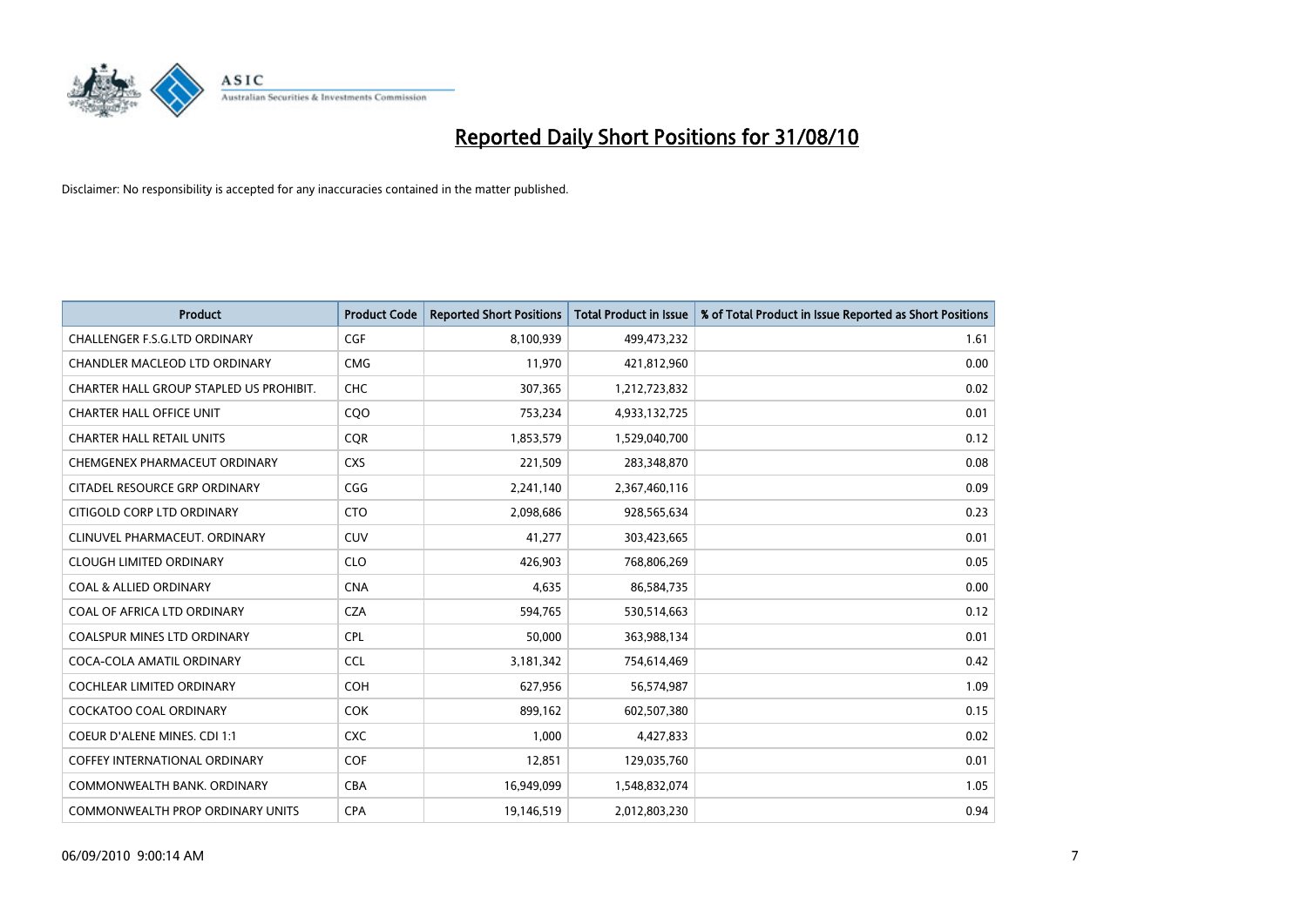# Reported Daily Short Positions for 31/08/10

Disclaimer: No responsibility is accepted for any inaccuracies contained in the matter published.

| Product | Product Code | Reported Short Positions | Total Product in Issue | % of Total Product in Issue Reported as Short Positions |
|---|---|---|---|---|
| CHALLENGER F.S.G.LTD ORDINARY | CGF | 8,100,939 | 499,473,232 | 1.61 |
| CHANDLER MACLEOD LTD ORDINARY | CMG | 11,970 | 421,812,960 | 0.00 |
| CHARTER HALL GROUP STAPLED US PROHIBIT. | CHC | 307,365 | 1,212,723,832 | 0.02 |
| CHARTER HALL OFFICE UNIT | CQO | 753,234 | 4,933,132,725 | 0.01 |
| CHARTER HALL RETAIL UNITS | CQR | 1,853,579 | 1,529,040,700 | 0.12 |
| CHEMGENEX PHARMACEUT ORDINARY | CXS | 221,509 | 283,348,870 | 0.08 |
| CITADEL RESOURCE GRP ORDINARY | CGG | 2,241,140 | 2,367,460,116 | 0.09 |
| CITIGOLD CORP LTD ORDINARY | CTO | 2,098,686 | 928,565,634 | 0.23 |
| CLINUVEL PHARMACEUT. ORDINARY | CUV | 41,277 | 303,423,665 | 0.01 |
| CLOUGH LIMITED ORDINARY | CLO | 426,903 | 768,806,269 | 0.05 |
| COAL & ALLIED ORDINARY | CNA | 4,635 | 86,584,735 | 0.00 |
| COAL OF AFRICA LTD ORDINARY | CZA | 594,765 | 530,514,663 | 0.12 |
| COALSPUR MINES LTD ORDINARY | CPL | 50,000 | 363,988,134 | 0.01 |
| COCA-COLA AMATIL ORDINARY | CCL | 3,181,342 | 754,614,469 | 0.42 |
| COCHLEAR LIMITED ORDINARY | COH | 627,956 | 56,574,987 | 1.09 |
| COCKATOO COAL ORDINARY | COK | 899,162 | 602,507,380 | 0.15 |
| COEUR D'ALENE MINES. CDI 1:1 | CXC | 1,000 | 4,427,833 | 0.02 |
| COFFEY INTERNATIONAL ORDINARY | COF | 12,851 | 129,035,760 | 0.01 |
| COMMONWEALTH BANK. ORDINARY | CBA | 16,949,099 | 1,548,832,074 | 1.05 |
| COMMONWEALTH PROP ORDINARY UNITS | CPA | 19,146,519 | 2,012,803,230 | 0.94 |

06/09/2010 9:00:14 AM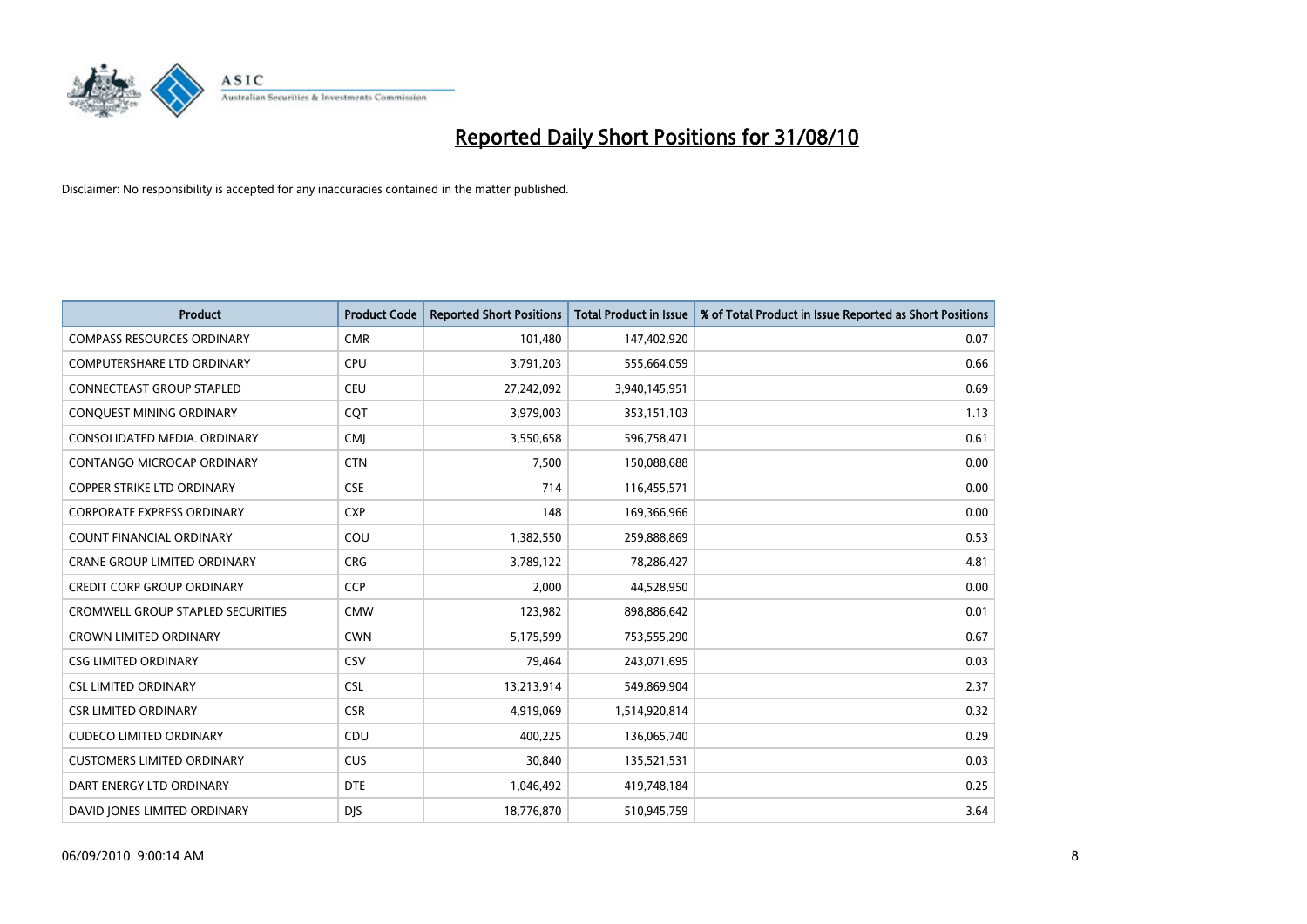# Reported Daily Short Positions for 31/08/10

Disclaimer: No responsibility is accepted for any inaccuracies contained in the matter published.

| Product | Product Code | Reported Short Positions | Total Product in Issue | % of Total Product in Issue Reported as Short Positions |
|---|---|---|---|---|
| COMPASS RESOURCES ORDINARY | CMR | 101,480 | 147,402,920 | 0.07 |
| COMPUTERSHARE LTD ORDINARY | CPU | 3,791,203 | 555,664,059 | 0.66 |
| CONNECTEAST GROUP STAPLED | CEU | 27,242,092 | 3,940,145,951 | 0.69 |
| CONQUEST MINING ORDINARY | CQT | 3,979,003 | 353,151,103 | 1.13 |
| CONSOLIDATED MEDIA. ORDINARY | CMJ | 3,550,658 | 596,758,471 | 0.61 |
| CONTANGO MICROCAP ORDINARY | CTN | 7,500 | 150,088,688 | 0.00 |
| COPPER STRIKE LTD ORDINARY | CSE | 714 | 116,455,571 | 0.00 |
| CORPORATE EXPRESS ORDINARY | CXP | 148 | 169,366,966 | 0.00 |
| COUNT FINANCIAL ORDINARY | COU | 1,382,550 | 259,888,869 | 0.53 |
| CRANE GROUP LIMITED ORDINARY | CRG | 3,789,122 | 78,286,427 | 4.81 |
| CREDIT CORP GROUP ORDINARY | CCP | 2,000 | 44,528,950 | 0.00 |
| CROMWELL GROUP STAPLED SECURITIES | CMW | 123,982 | 898,886,642 | 0.01 |
| CROWN LIMITED ORDINARY | CWN | 5,175,599 | 753,555,290 | 0.67 |
| CSG LIMITED ORDINARY | CSV | 79,464 | 243,071,695 | 0.03 |
| CSL LIMITED ORDINARY | CSL | 13,213,914 | 549,869,904 | 2.37 |
| CSR LIMITED ORDINARY | CSR | 4,919,069 | 1,514,920,814 | 0.32 |
| CUDECO LIMITED ORDINARY | CDU | 400,225 | 136,065,740 | 0.29 |
| CUSTOMERS LIMITED ORDINARY | CUS | 30,840 | 135,521,531 | 0.03 |
| DART ENERGY LTD ORDINARY | DTE | 1,046,492 | 419,748,184 | 0.25 |
| DAVID JONES LIMITED ORDINARY | DJS | 18,776,870 | 510,945,759 | 3.64 |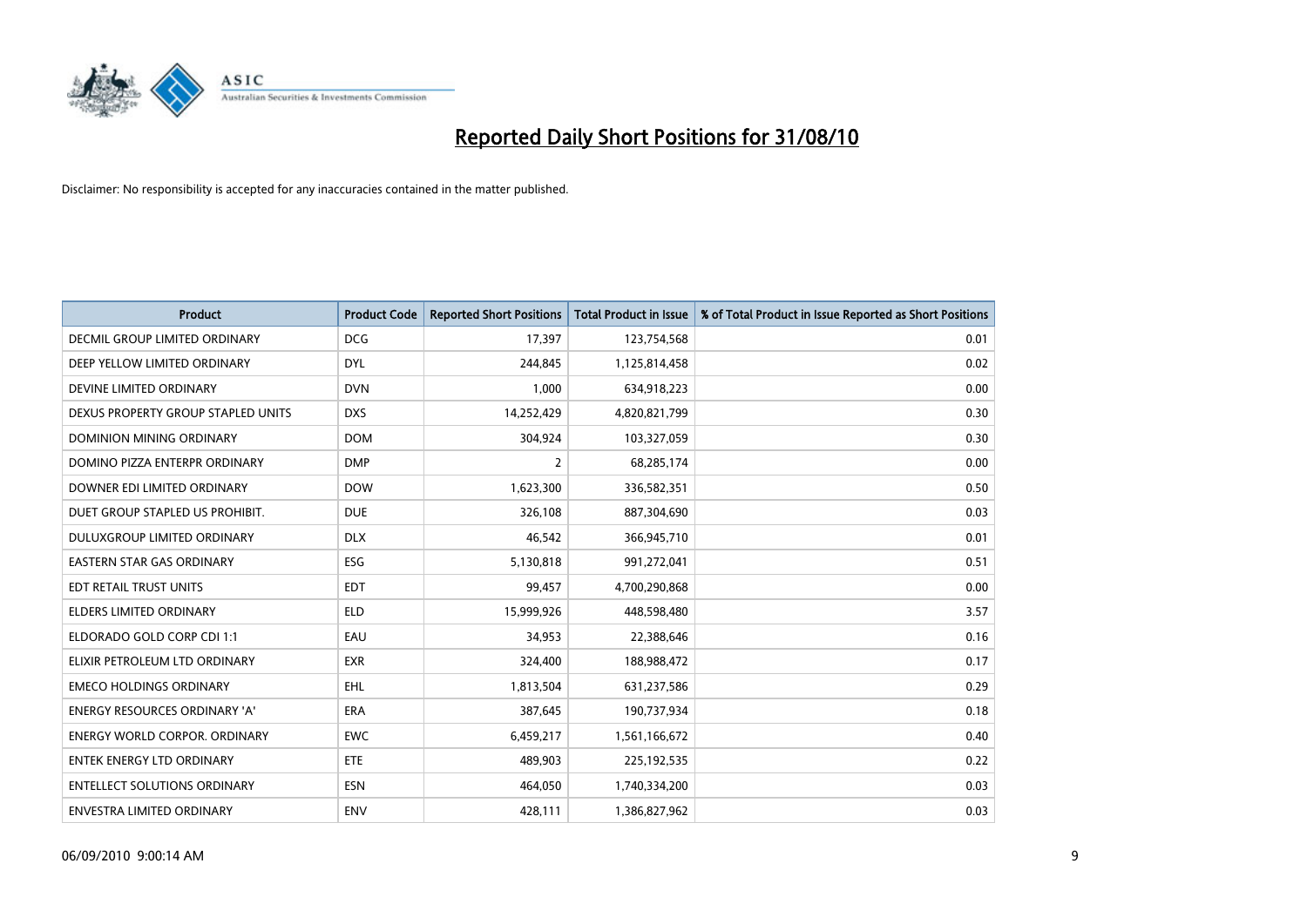# Reported Daily Short Positions for 31/08/10

Disclaimer: No responsibility is accepted for any inaccuracies contained in the matter published.

| Product | Product Code | Reported Short Positions | Total Product in Issue | % of Total Product in Issue Reported as Short Positions |
|---|---|---|---|---|
| DECMIL GROUP LIMITED ORDINARY | DCG | 17,397 | 123,754,568 | 0.01 |
| DEEP YELLOW LIMITED ORDINARY | DYL | 244,845 | 1,125,814,458 | 0.02 |
| DEVINE LIMITED ORDINARY | DVN | 1,000 | 634,918,223 | 0.00 |
| DEXUS PROPERTY GROUP STAPLED UNITS | DXS | 14,252,429 | 4,820,821,799 | 0.30 |
| DOMINION MINING ORDINARY | DOM | 304,924 | 103,327,059 | 0.30 |
| DOMINO PIZZA ENTERPR ORDINARY | DMP | 2 | 68,285,174 | 0.00 |
| DOWNER EDI LIMITED ORDINARY | DOW | 1,623,300 | 336,582,351 | 0.50 |
| DUET GROUP STAPLED US PROHIBIT. | DUE | 326,108 | 887,304,690 | 0.03 |
| DULUXGROUP LIMITED ORDINARY | DLX | 46,542 | 366,945,710 | 0.01 |
| EASTERN STAR GAS ORDINARY | ESG | 5,130,818 | 991,272,041 | 0.51 |
| EDT RETAIL TRUST UNITS | EDT | 99,457 | 4,700,290,868 | 0.00 |
| ELDERS LIMITED ORDINARY | ELD | 15,999,926 | 448,598,480 | 3.57 |
| ELDORADO GOLD CORP CDI 1:1 | EAU | 34,953 | 22,388,646 | 0.16 |
| ELIXIR PETROLEUM LTD ORDINARY | EXR | 324,400 | 188,988,472 | 0.17 |
| EMECO HOLDINGS ORDINARY | EHL | 1,813,504 | 631,237,586 | 0.29 |
| ENERGY RESOURCES ORDINARY 'A' | ERA | 387,645 | 190,737,934 | 0.18 |
| ENERGY WORLD CORPOR. ORDINARY | EWC | 6,459,217 | 1,561,166,672 | 0.40 |
| ENTEK ENERGY LTD ORDINARY | ETE | 489,903 | 225,192,535 | 0.22 |
| ENTELLECT SOLUTIONS ORDINARY | ESN | 464,050 | 1,740,334,200 | 0.03 |
| ENVESTRA LIMITED ORDINARY | ENV | 428,111 | 1,386,827,962 | 0.03 |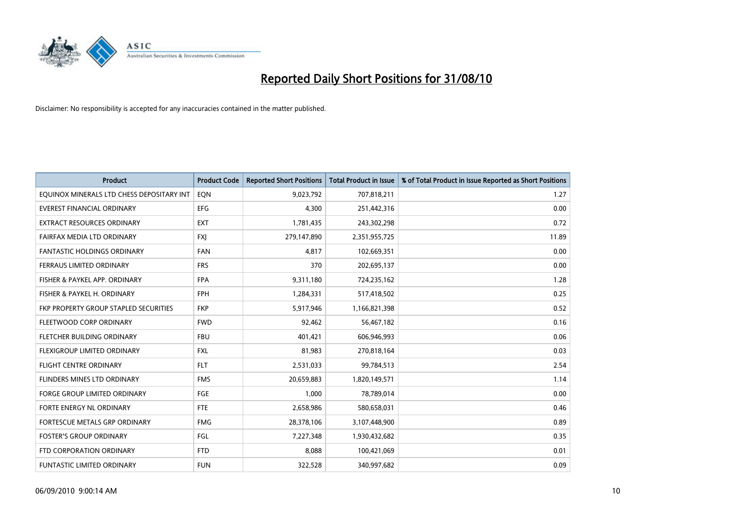# Reported Daily Short Positions for 31/08/10

Disclaimer: No responsibility is accepted for any inaccuracies contained in the matter published.

| Product | Product Code | Reported Short Positions | Total Product in Issue | % of Total Product in Issue Reported as Short Positions |
|---|---|---|---|---|
| EQUINOX MINERALS LTD CHESS DEPOSITARY INT | EQN | 9,023,792 | 707,818,211 | 1.27 |
| EVEREST FINANCIAL ORDINARY | EFG | 4,300 | 251,442,316 | 0.00 |
| EXTRACT RESOURCES ORDINARY | EXT | 1,781,435 | 243,302,298 | 0.72 |
| FAIRFAX MEDIA LTD ORDINARY | FXJ | 279,147,890 | 2,351,955,725 | 11.89 |
| FANTASTIC HOLDINGS ORDINARY | FAN | 4,817 | 102,669,351 | 0.00 |
| FERRAUS LIMITED ORDINARY | FRS | 370 | 202,695,137 | 0.00 |
| FISHER & PAYKEL APP. ORDINARY | FPA | 9,311,180 | 724,235,162 | 1.28 |
| FISHER & PAYKEL H. ORDINARY | FPH | 1,284,331 | 517,418,502 | 0.25 |
| FKP PROPERTY GROUP STAPLED SECURITIES | FKP | 5,917,946 | 1,166,821,398 | 0.52 |
| FLEETWOOD CORP ORDINARY | FWD | 92,462 | 56,467,182 | 0.16 |
| FLETCHER BUILDING ORDINARY | FBU | 401,421 | 606,946,993 | 0.06 |
| FLEXIGROUP LIMITED ORDINARY | FXL | 81,983 | 270,818,164 | 0.03 |
| FLIGHT CENTRE ORDINARY | FLT | 2,531,033 | 99,784,513 | 2.54 |
| FLINDERS MINES LTD ORDINARY | FMS | 20,659,883 | 1,820,149,571 | 1.14 |
| FORGE GROUP LIMITED ORDINARY | FGE | 1,000 | 78,789,014 | 0.00 |
| FORTE ENERGY NL ORDINARY | FTE | 2,658,986 | 580,658,031 | 0.46 |
| FORTESCUE METALS GRP ORDINARY | FMG | 28,378,106 | 3,107,448,900 | 0.89 |
| FOSTER'S GROUP ORDINARY | FGL | 7,227,348 | 1,930,432,682 | 0.35 |
| FTD CORPORATION ORDINARY | FTD | 8,088 | 100,421,069 | 0.01 |
| FUNTASTIC LIMITED ORDINARY | FUN | 322,528 | 340,997,682 | 0.09 |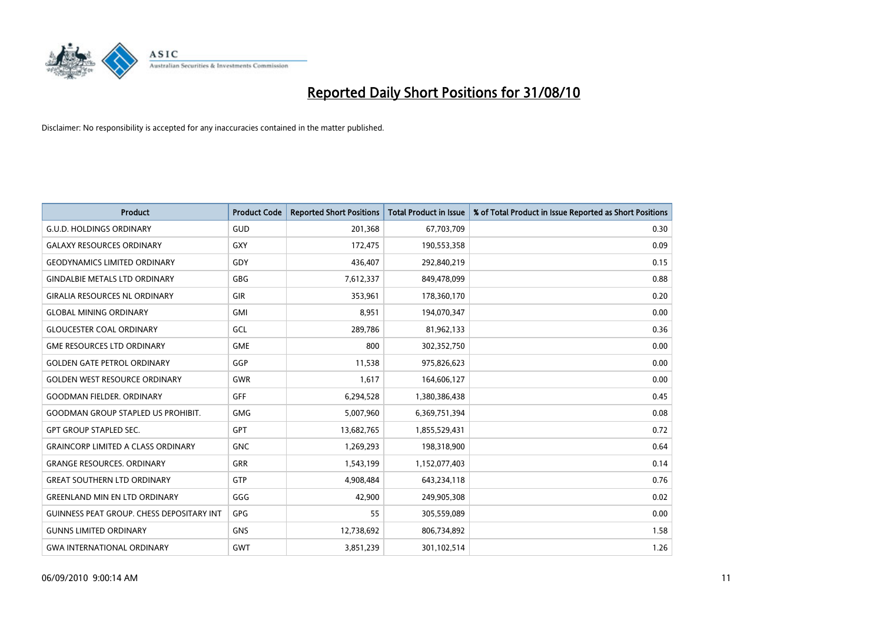# Reported Daily Short Positions for 31/08/10

Disclaimer: No responsibility is accepted for any inaccuracies contained in the matter published.

| Product | Product Code | Reported Short Positions | Total Product in Issue | % of Total Product in Issue Reported as Short Positions |
|---|---|---|---|---|
| G.U.D. HOLDINGS ORDINARY | GUD | 201,368 | 67,703,709 | 0.30 |
| GALAXY RESOURCES ORDINARY | GXY | 172,475 | 190,553,358 | 0.09 |
| GEODYNAMICS LIMITED ORDINARY | GDY | 436,407 | 292,840,219 | 0.15 |
| GINDALBIE METALS LTD ORDINARY | GBG | 7,612,337 | 849,478,099 | 0.88 |
| GIRALIA RESOURCES NL ORDINARY | GIR | 353,961 | 178,360,170 | 0.20 |
| GLOBAL MINING ORDINARY | GMI | 8,951 | 194,070,347 | 0.00 |
| GLOUCESTER COAL ORDINARY | GCL | 289,786 | 81,962,133 | 0.36 |
| GME RESOURCES LTD ORDINARY | GME | 800 | 302,352,750 | 0.00 |
| GOLDEN GATE PETROL ORDINARY | GGP | 11,538 | 975,826,623 | 0.00 |
| GOLDEN WEST RESOURCE ORDINARY | GWR | 1,617 | 164,606,127 | 0.00 |
| GOODMAN FIELDER. ORDINARY | GFF | 6,294,528 | 1,380,386,438 | 0.45 |
| GOODMAN GROUP STAPLED US PROHIBIT. | GMG | 5,007,960 | 6,369,751,394 | 0.08 |
| GPT GROUP STAPLED SEC. | GPT | 13,682,765 | 1,855,529,431 | 0.72 |
| GRAINCORP LIMITED A CLASS ORDINARY | GNC | 1,269,293 | 198,318,900 | 0.64 |
| GRANGE RESOURCES. ORDINARY | GRR | 1,543,199 | 1,152,077,403 | 0.14 |
| GREAT SOUTHERN LTD ORDINARY | GTP | 4,908,484 | 643,234,118 | 0.76 |
| GREENLAND MIN EN LTD ORDINARY | GGG | 42,900 | 249,905,308 | 0.02 |
| GUINNESS PEAT GROUP. CHESS DEPOSITARY INT | GPG | 55 | 305,559,089 | 0.00 |
| GUNNS LIMITED ORDINARY | GNS | 12,738,692 | 806,734,892 | 1.58 |
| GWA INTERNATIONAL ORDINARY | GWT | 3,851,239 | 301,102,514 | 1.26 |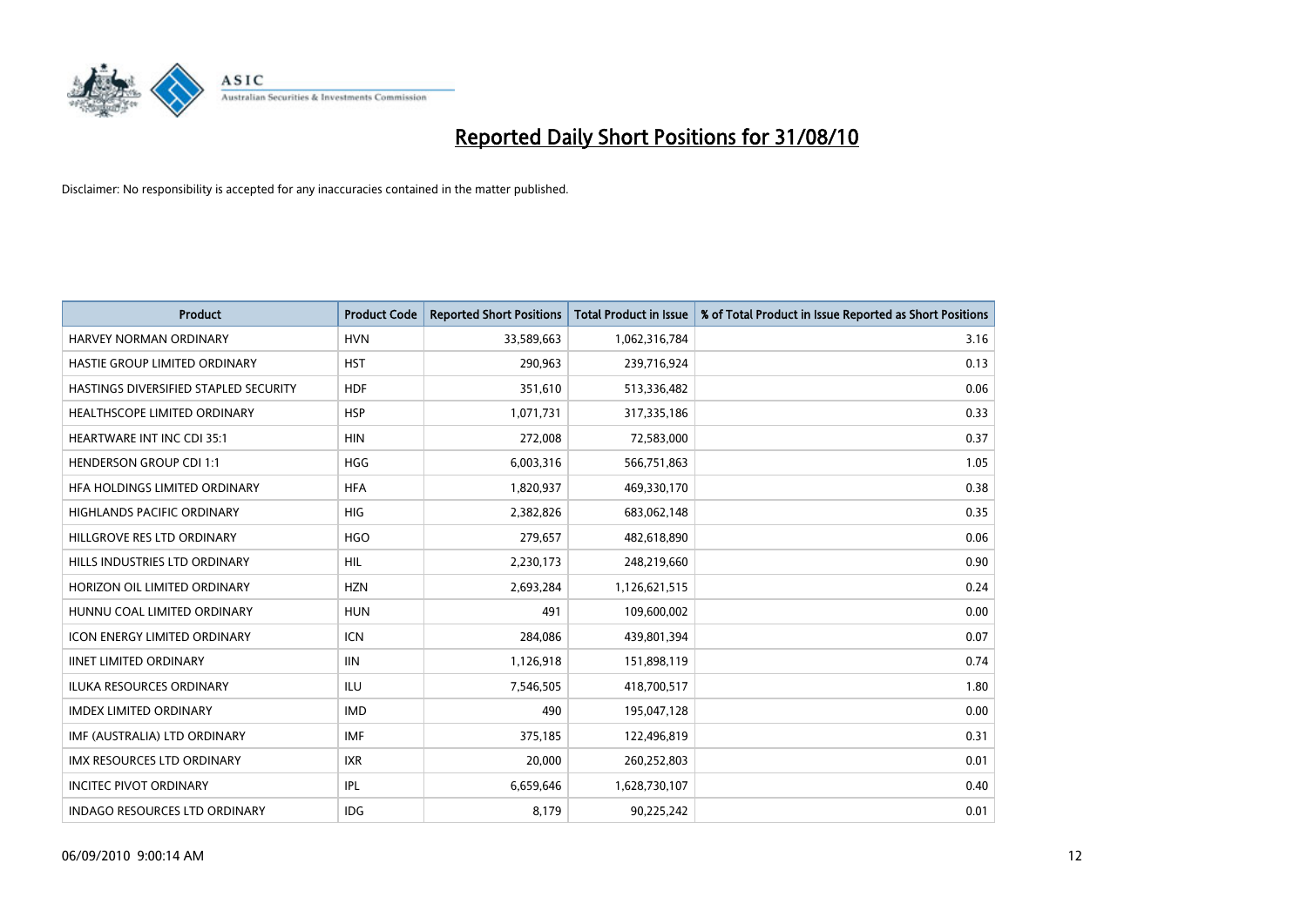# Reported Daily Short Positions for 31/08/10

Disclaimer: No responsibility is accepted for any inaccuracies contained in the matter published.

| Product | Product Code | Reported Short Positions | Total Product in Issue | % of Total Product in Issue Reported as Short Positions |
|---|---|---|---|---|
| HARVEY NORMAN ORDINARY | HVN | 33,589,663 | 1,062,316,784 | 3.16 |
| HASTIE GROUP LIMITED ORDINARY | HST | 290,963 | 239,716,924 | 0.13 |
| HASTINGS DIVERSIFIED STAPLED SECURITY | HDF | 351,610 | 513,336,482 | 0.06 |
| HEALTHSCOPE LIMITED ORDINARY | HSP | 1,071,731 | 317,335,186 | 0.33 |
| HEARTWARE INT INC CDI 35:1 | HIN | 272,008 | 72,583,000 | 0.37 |
| HENDERSON GROUP CDI 1:1 | HGG | 6,003,316 | 566,751,863 | 1.05 |
| HFA HOLDINGS LIMITED ORDINARY | HFA | 1,820,937 | 469,330,170 | 0.38 |
| HIGHLANDS PACIFIC ORDINARY | HIG | 2,382,826 | 683,062,148 | 0.35 |
| HILLGROVE RES LTD ORDINARY | HGO | 279,657 | 482,618,890 | 0.06 |
| HILLS INDUSTRIES LTD ORDINARY | HIL | 2,230,173 | 248,219,660 | 0.90 |
| HORIZON OIL LIMITED ORDINARY | HZN | 2,693,284 | 1,126,621,515 | 0.24 |
| HUNNU COAL LIMITED ORDINARY | HUN | 491 | 109,600,002 | 0.00 |
| ICON ENERGY LIMITED ORDINARY | ICN | 284,086 | 439,801,394 | 0.07 |
| IINET LIMITED ORDINARY | IIN | 1,126,918 | 151,898,119 | 0.74 |
| ILUKA RESOURCES ORDINARY | ILU | 7,546,505 | 418,700,517 | 1.80 |
| IMDEX LIMITED ORDINARY | IMD | 490 | 195,047,128 | 0.00 |
| IMF (AUSTRALIA) LTD ORDINARY | IMF | 375,185 | 122,496,819 | 0.31 |
| IMX RESOURCES LTD ORDINARY | IXR | 20,000 | 260,252,803 | 0.01 |
| INCITEC PIVOT ORDINARY | IPL | 6,659,646 | 1,628,730,107 | 0.40 |
| INDAGO RESOURCES LTD ORDINARY | IDG | 8,179 | 90,225,242 | 0.01 |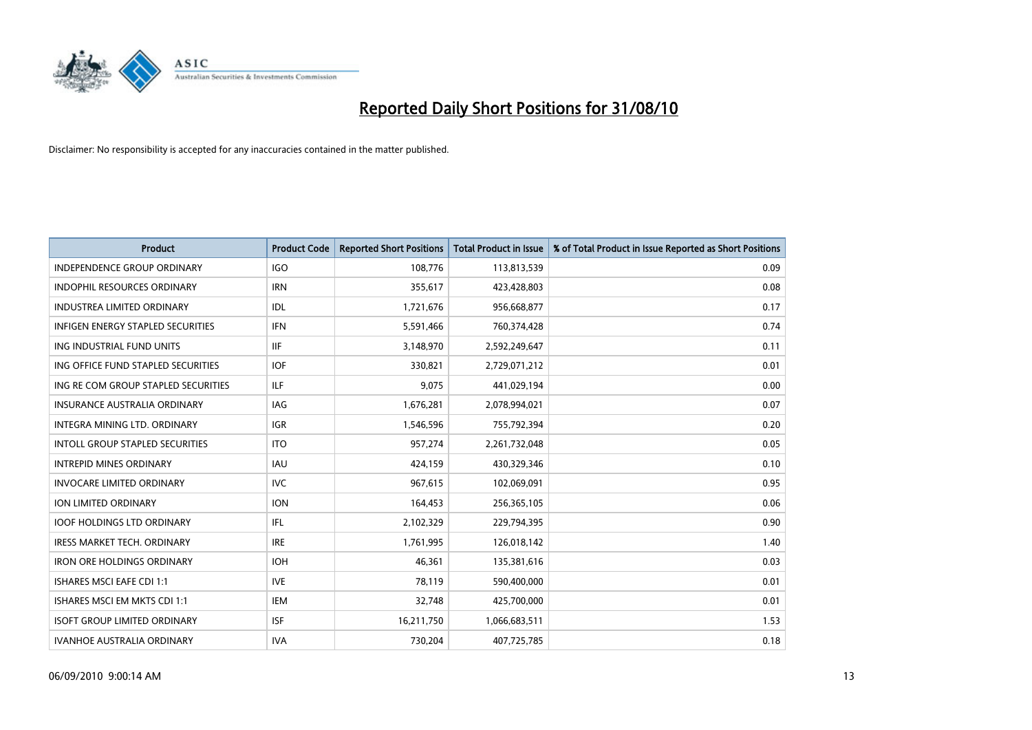# Reported Daily Short Positions for 31/08/10

Disclaimer: No responsibility is accepted for any inaccuracies contained in the matter published.

| Product | Product Code | Reported Short Positions | Total Product in Issue | % of Total Product in Issue Reported as Short Positions |
|---|---|---|---|---|
| INDEPENDENCE GROUP ORDINARY | IGO | 108,776 | 113,813,539 | 0.09 |
| INDOPHIL RESOURCES ORDINARY | IRN | 355,617 | 423,428,803 | 0.08 |
| INDUSTREA LIMITED ORDINARY | IDL | 1,721,676 | 956,668,877 | 0.17 |
| INFIGEN ENERGY STAPLED SECURITIES | IFN | 5,591,466 | 760,374,428 | 0.74 |
| ING INDUSTRIAL FUND UNITS | IIF | 3,148,970 | 2,592,249,647 | 0.11 |
| ING OFFICE FUND STAPLED SECURITIES | IOF | 330,821 | 2,729,071,212 | 0.01 |
| ING RE COM GROUP STAPLED SECURITIES | ILF | 9,075 | 441,029,194 | 0.00 |
| INSURANCE AUSTRALIA ORDINARY | IAG | 1,676,281 | 2,078,994,021 | 0.07 |
| INTEGRA MINING LTD. ORDINARY | IGR | 1,546,596 | 755,792,394 | 0.20 |
| INTOLL GROUP STAPLED SECURITIES | ITO | 957,274 | 2,261,732,048 | 0.05 |
| INTREPID MINES ORDINARY | IAU | 424,159 | 430,329,346 | 0.10 |
| INVOCARE LIMITED ORDINARY | IVC | 967,615 | 102,069,091 | 0.95 |
| ION LIMITED ORDINARY | ION | 164,453 | 256,365,105 | 0.06 |
| IOOF HOLDINGS LTD ORDINARY | IFL | 2,102,329 | 229,794,395 | 0.90 |
| IRESS MARKET TECH. ORDINARY | IRE | 1,761,995 | 126,018,142 | 1.40 |
| IRON ORE HOLDINGS ORDINARY | IOH | 46,361 | 135,381,616 | 0.03 |
| ISHARES MSCI EAFE CDI 1:1 | IVE | 78,119 | 590,400,000 | 0.01 |
| ISHARES MSCI EM MKTS CDI 1:1 | IEM | 32,748 | 425,700,000 | 0.01 |
| ISOFT GROUP LIMITED ORDINARY | ISF | 16,211,750 | 1,066,683,511 | 1.53 |
| IVANHOE AUSTRALIA ORDINARY | IVA | 730,204 | 407,725,785 | 0.18 |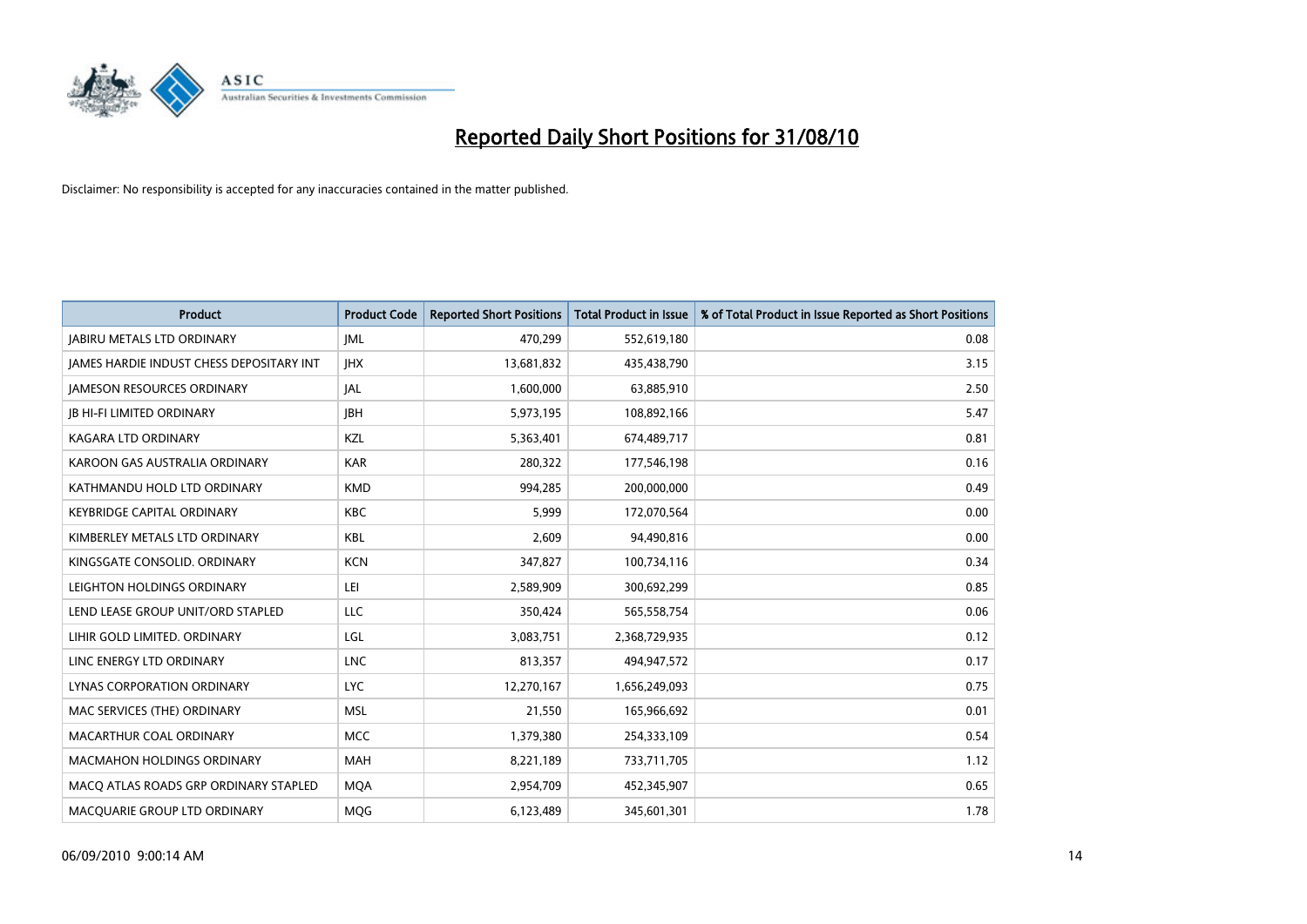# Reported Daily Short Positions for 31/08/10

Disclaimer: No responsibility is accepted for any inaccuracies contained in the matter published.

| Product | Product Code | Reported Short Positions | Total Product in Issue | % of Total Product in Issue Reported as Short Positions |
|---|---|---|---|---|
| JABIRU METALS LTD ORDINARY | JML | 470,299 | 552,619,180 | 0.08 |
| JAMES HARDIE INDUST CHESS DEPOSITARY INT | JHX | 13,681,832 | 435,438,790 | 3.15 |
| JAMESON RESOURCES ORDINARY | JAL | 1,600,000 | 63,885,910 | 2.50 |
| JB HI-FI LIMITED ORDINARY | JBH | 5,973,195 | 108,892,166 | 5.47 |
| KAGARA LTD ORDINARY | KZL | 5,363,401 | 674,489,717 | 0.81 |
| KAROON GAS AUSTRALIA ORDINARY | KAR | 280,322 | 177,546,198 | 0.16 |
| KATHMANDU HOLD LTD ORDINARY | KMD | 994,285 | 200,000,000 | 0.49 |
| KEYBRIDGE CAPITAL ORDINARY | KBC | 5,999 | 172,070,564 | 0.00 |
| KIMBERLEY METALS LTD ORDINARY | KBL | 2,609 | 94,490,816 | 0.00 |
| KINGSGATE CONSOLID. ORDINARY | KCN | 347,827 | 100,734,116 | 0.34 |
| LEIGHTON HOLDINGS ORDINARY | LEI | 2,589,909 | 300,692,299 | 0.85 |
| LEND LEASE GROUP UNIT/ORD STAPLED | LLC | 350,424 | 565,558,754 | 0.06 |
| LIHIR GOLD LIMITED. ORDINARY | LGL | 3,083,751 | 2,368,729,935 | 0.12 |
| LINC ENERGY LTD ORDINARY | LNC | 813,357 | 494,947,572 | 0.17 |
| LYNAS CORPORATION ORDINARY | LYC | 12,270,167 | 1,656,249,093 | 0.75 |
| MAC SERVICES (THE) ORDINARY | MSL | 21,550 | 165,966,692 | 0.01 |
| MACARTHUR COAL ORDINARY | MCC | 1,379,380 | 254,333,109 | 0.54 |
| MACMAHON HOLDINGS ORDINARY | MAH | 8,221,189 | 733,711,705 | 1.12 |
| MACQ ATLAS ROADS GRP ORDINARY STAPLED | MQA | 2,954,709 | 452,345,907 | 0.65 |
| MACQUARIE GROUP LTD ORDINARY | MQG | 6,123,489 | 345,601,301 | 1.78 |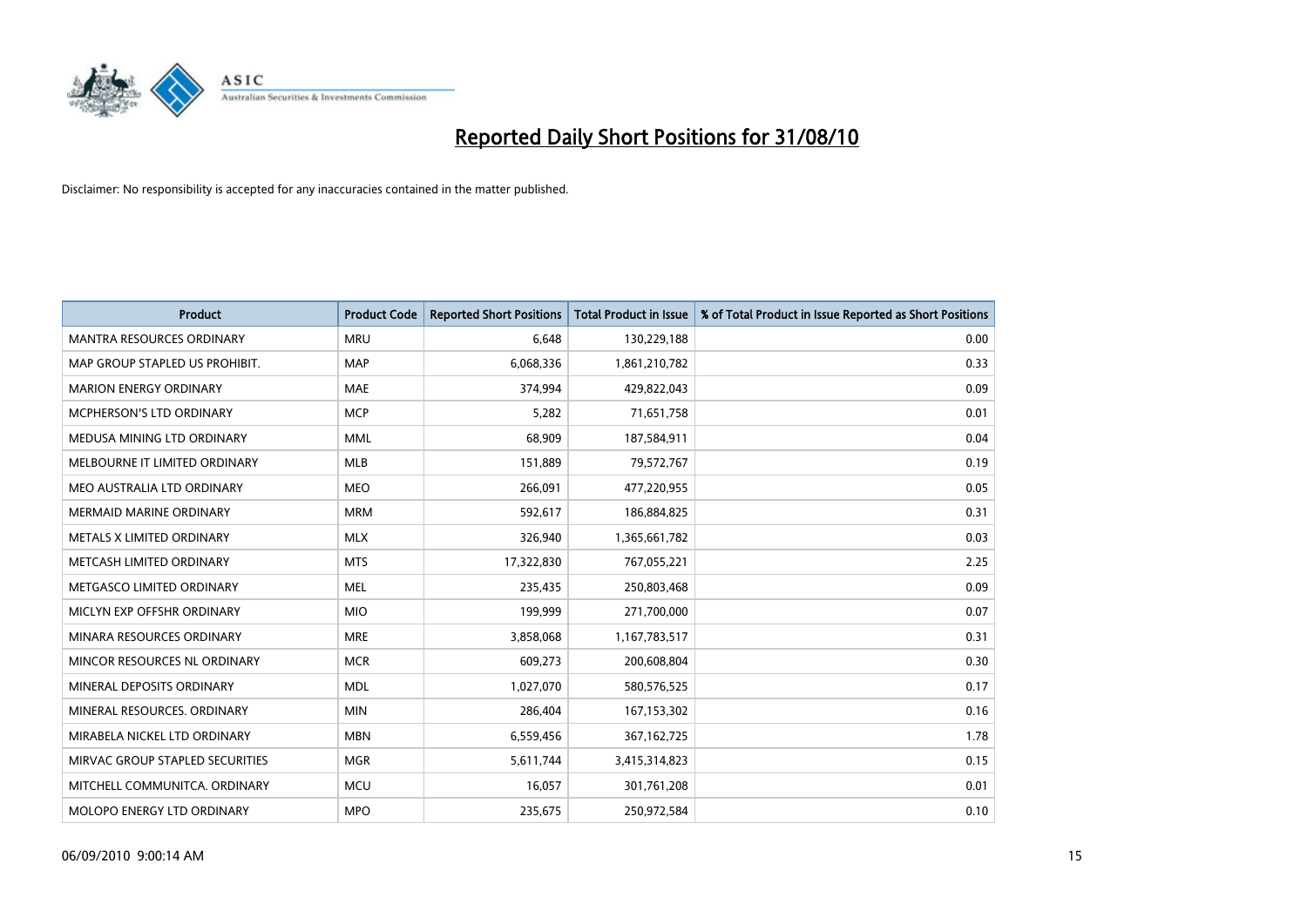# Reported Daily Short Positions for 31/08/10

Disclaimer: No responsibility is accepted for any inaccuracies contained in the matter published.

| Product | Product Code | Reported Short Positions | Total Product in Issue | % of Total Product in Issue Reported as Short Positions |
|---|---|---|---|---|
| MANTRA RESOURCES ORDINARY | MRU | 6,648 | 130,229,188 | 0.00 |
| MAP GROUP STAPLED US PROHIBIT. | MAP | 6,068,336 | 1,861,210,782 | 0.33 |
| MARION ENERGY ORDINARY | MAE | 374,994 | 429,822,043 | 0.09 |
| MCPHERSON'S LTD ORDINARY | MCP | 5,282 | 71,651,758 | 0.01 |
| MEDUSA MINING LTD ORDINARY | MML | 68,909 | 187,584,911 | 0.04 |
| MELBOURNE IT LIMITED ORDINARY | MLB | 151,889 | 79,572,767 | 0.19 |
| MEO AUSTRALIA LTD ORDINARY | MEO | 266,091 | 477,220,955 | 0.05 |
| MERMAID MARINE ORDINARY | MRM | 592,617 | 186,884,825 | 0.31 |
| METALS X LIMITED ORDINARY | MLX | 326,940 | 1,365,661,782 | 0.03 |
| METCASH LIMITED ORDINARY | MTS | 17,322,830 | 767,055,221 | 2.25 |
| METGASCO LIMITED ORDINARY | MEL | 235,435 | 250,803,468 | 0.09 |
| MICLYN EXP OFFSHR ORDINARY | MIO | 199,999 | 271,700,000 | 0.07 |
| MINARA RESOURCES ORDINARY | MRE | 3,858,068 | 1,167,783,517 | 0.31 |
| MINCOR RESOURCES NL ORDINARY | MCR | 609,273 | 200,608,804 | 0.30 |
| MINERAL DEPOSITS ORDINARY | MDL | 1,027,070 | 580,576,525 | 0.17 |
| MINERAL RESOURCES. ORDINARY | MIN | 286,404 | 167,153,302 | 0.16 |
| MIRABELA NICKEL LTD ORDINARY | MBN | 6,559,456 | 367,162,725 | 1.78 |
| MIRVAC GROUP STAPLED SECURITIES | MGR | 5,611,744 | 3,415,314,823 | 0.15 |
| MITCHELL COMMUNITCA. ORDINARY | MCU | 16,057 | 301,761,208 | 0.01 |
| MOLOPO ENERGY LTD ORDINARY | MPO | 235,675 | 250,972,584 | 0.10 |

06/09/2010 9:00:14 AM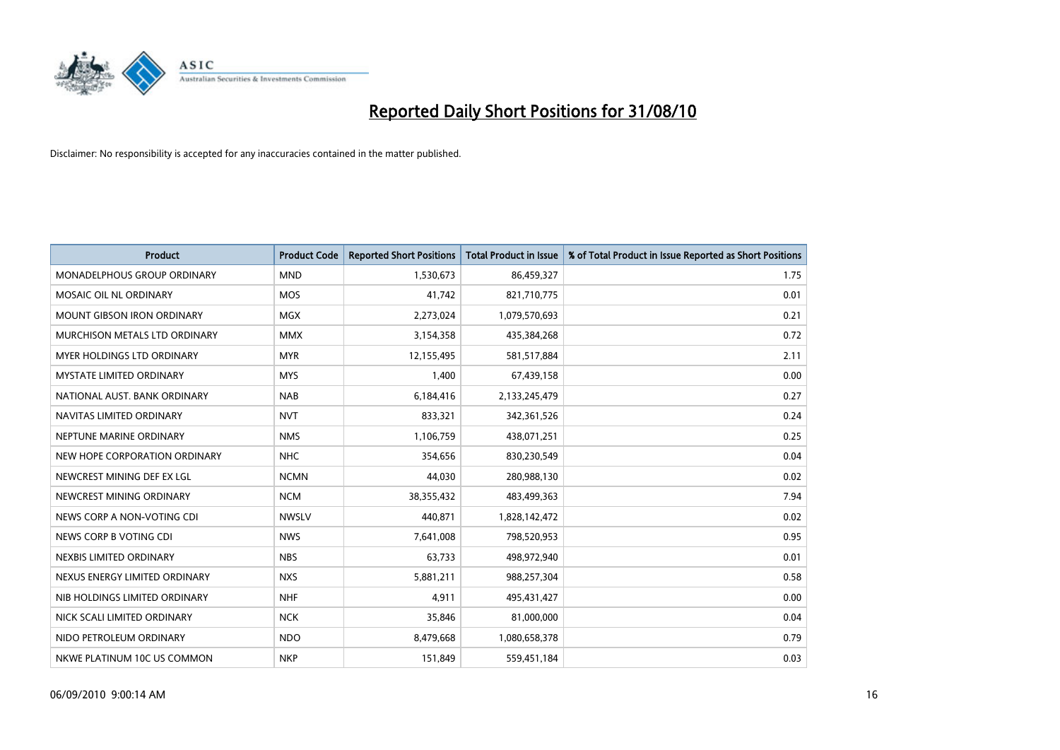# Reported Daily Short Positions for 31/08/10

Disclaimer: No responsibility is accepted for any inaccuracies contained in the matter published.

| Product | Product Code | Reported Short Positions | Total Product in Issue | % of Total Product in Issue Reported as Short Positions |
|---|---|---|---|---|
| MONADELPHOUS GROUP ORDINARY | MND | 1,530,673 | 86,459,327 | 1.75 |
| MOSAIC OIL NL ORDINARY | MOS | 41,742 | 821,710,775 | 0.01 |
| MOUNT GIBSON IRON ORDINARY | MGX | 2,273,024 | 1,079,570,693 | 0.21 |
| MURCHISON METALS LTD ORDINARY | MMX | 3,154,358 | 435,384,268 | 0.72 |
| MYER HOLDINGS LTD ORDINARY | MYR | 12,155,495 | 581,517,884 | 2.11 |
| MYSTATE LIMITED ORDINARY | MYS | 1,400 | 67,439,158 | 0.00 |
| NATIONAL AUST. BANK ORDINARY | NAB | 6,184,416 | 2,133,245,479 | 0.27 |
| NAVITAS LIMITED ORDINARY | NVT | 833,321 | 342,361,526 | 0.24 |
| NEPTUNE MARINE ORDINARY | NMS | 1,106,759 | 438,071,251 | 0.25 |
| NEW HOPE CORPORATION ORDINARY | NHC | 354,656 | 830,230,549 | 0.04 |
| NEWCREST MINING DEF EX LGL | NCMN | 44,030 | 280,988,130 | 0.02 |
| NEWCREST MINING ORDINARY | NCM | 38,355,432 | 483,499,363 | 7.94 |
| NEWS CORP A NON-VOTING CDI | NWSLV | 440,871 | 1,828,142,472 | 0.02 |
| NEWS CORP B VOTING CDI | NWS | 7,641,008 | 798,520,953 | 0.95 |
| NEXBIS LIMITED ORDINARY | NBS | 63,733 | 498,972,940 | 0.01 |
| NEXUS ENERGY LIMITED ORDINARY | NXS | 5,881,211 | 988,257,304 | 0.58 |
| NIB HOLDINGS LIMITED ORDINARY | NHF | 4,911 | 495,431,427 | 0.00 |
| NICK SCALI LIMITED ORDINARY | NCK | 35,846 | 81,000,000 | 0.04 |
| NIDO PETROLEUM ORDINARY | NDO | 8,479,668 | 1,080,658,378 | 0.79 |
| NKWE PLATINUM 10C US COMMON | NKP | 151,849 | 559,451,184 | 0.03 |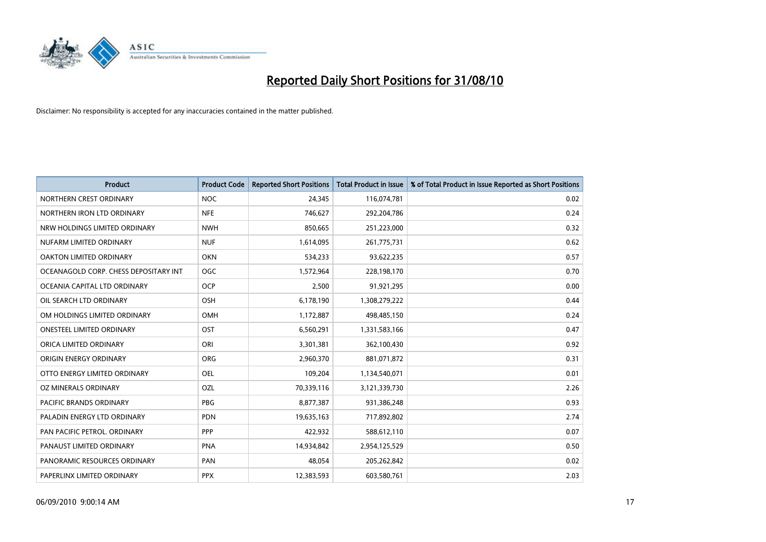# Reported Daily Short Positions for 31/08/10

Disclaimer: No responsibility is accepted for any inaccuracies contained in the matter published.

| Product | Product Code | Reported Short Positions | Total Product in Issue | % of Total Product in Issue Reported as Short Positions |
|---|---|---|---|---|
| NORTHERN CREST ORDINARY | NOC | 24,345 | 116,074,781 | 0.02 |
| NORTHERN IRON LTD ORDINARY | NFE | 746,627 | 292,204,786 | 0.24 |
| NRW HOLDINGS LIMITED ORDINARY | NWH | 850,665 | 251,223,000 | 0.32 |
| NUFARM LIMITED ORDINARY | NUF | 1,614,095 | 261,775,731 | 0.62 |
| OAKTON LIMITED ORDINARY | OKN | 534,233 | 93,622,235 | 0.57 |
| OCEANAGOLD CORP. CHESS DEPOSITARY INT | OGC | 1,572,964 | 228,198,170 | 0.70 |
| OCEANIA CAPITAL LTD ORDINARY | OCP | 2,500 | 91,921,295 | 0.00 |
| OIL SEARCH LTD ORDINARY | OSH | 6,178,190 | 1,308,279,222 | 0.44 |
| OM HOLDINGS LIMITED ORDINARY | OMH | 1,172,887 | 498,485,150 | 0.24 |
| ONESTEEL LIMITED ORDINARY | OST | 6,560,291 | 1,331,583,166 | 0.47 |
| ORICA LIMITED ORDINARY | ORI | 3,301,381 | 362,100,430 | 0.92 |
| ORIGIN ENERGY ORDINARY | ORG | 2,960,370 | 881,071,872 | 0.31 |
| OTTO ENERGY LIMITED ORDINARY | OEL | 109,204 | 1,134,540,071 | 0.01 |
| OZ MINERALS ORDINARY | OZL | 70,339,116 | 3,121,339,730 | 2.26 |
| PACIFIC BRANDS ORDINARY | PBG | 8,877,387 | 931,386,248 | 0.93 |
| PALADIN ENERGY LTD ORDINARY | PDN | 19,635,163 | 717,892,802 | 2.74 |
| PAN PACIFIC PETROL. ORDINARY | PPP | 422,932 | 588,612,110 | 0.07 |
| PANAUST LIMITED ORDINARY | PNA | 14,934,842 | 2,954,125,529 | 0.50 |
| PANORAMIC RESOURCES ORDINARY | PAN | 48,054 | 205,262,842 | 0.02 |
| PAPERLINX LIMITED ORDINARY | PPX | 12,383,593 | 603,580,761 | 2.03 |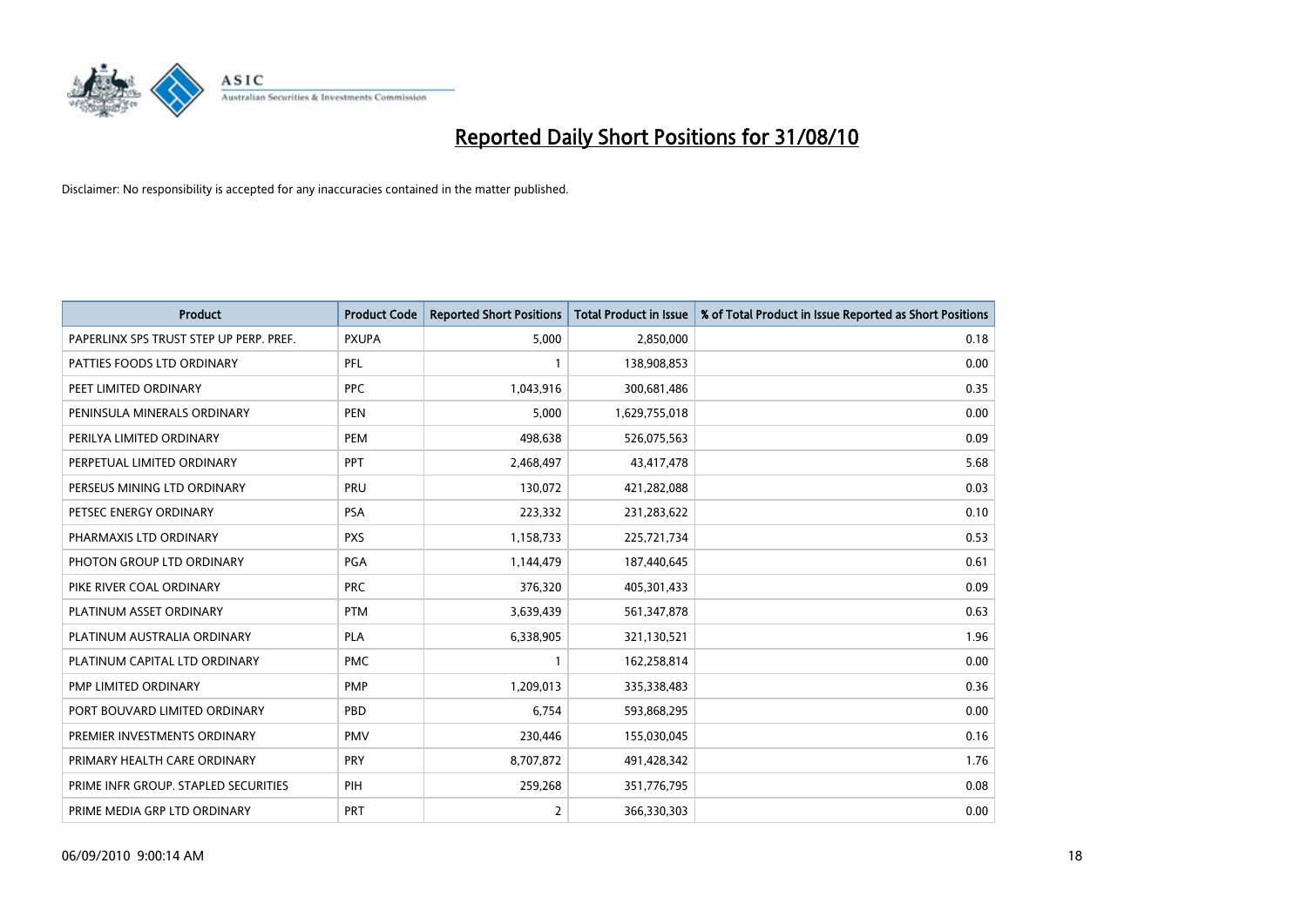# Reported Daily Short Positions for 31/08/10

Disclaimer: No responsibility is accepted for any inaccuracies contained in the matter published.

| Product | Product Code | Reported Short Positions | Total Product in Issue | % of Total Product in Issue Reported as Short Positions |
|---|---|---|---|---|
| PAPERLINX SPS TRUST STEP UP PERP. PREF. | PXUPA | 5,000 | 2,850,000 | 0.18 |
| PATTIES FOODS LTD ORDINARY | PFL | 1 | 138,908,853 | 0.00 |
| PEET LIMITED ORDINARY | PPC | 1,043,916 | 300,681,486 | 0.35 |
| PENINSULA MINERALS ORDINARY | PEN | 5,000 | 1,629,755,018 | 0.00 |
| PERILYA LIMITED ORDINARY | PEM | 498,638 | 526,075,563 | 0.09 |
| PERPETUAL LIMITED ORDINARY | PPT | 2,468,497 | 43,417,478 | 5.68 |
| PERSEUS MINING LTD ORDINARY | PRU | 130,072 | 421,282,088 | 0.03 |
| PETSEC ENERGY ORDINARY | PSA | 223,332 | 231,283,622 | 0.10 |
| PHARMAXIS LTD ORDINARY | PXS | 1,158,733 | 225,721,734 | 0.53 |
| PHOTON GROUP LTD ORDINARY | PGA | 1,144,479 | 187,440,645 | 0.61 |
| PIKE RIVER COAL ORDINARY | PRC | 376,320 | 405,301,433 | 0.09 |
| PLATINUM ASSET ORDINARY | PTM | 3,639,439 | 561,347,878 | 0.63 |
| PLATINUM AUSTRALIA ORDINARY | PLA | 6,338,905 | 321,130,521 | 1.96 |
| PLATINUM CAPITAL LTD ORDINARY | PMC | 1 | 162,258,814 | 0.00 |
| PMP LIMITED ORDINARY | PMP | 1,209,013 | 335,338,483 | 0.36 |
| PORT BOUVARD LIMITED ORDINARY | PBD | 6,754 | 593,868,295 | 0.00 |
| PREMIER INVESTMENTS ORDINARY | PMV | 230,446 | 155,030,045 | 0.16 |
| PRIMARY HEALTH CARE ORDINARY | PRY | 8,707,872 | 491,428,342 | 1.76 |
| PRIME INFR GROUP. STAPLED SECURITIES | PIH | 259,268 | 351,776,795 | 0.08 |
| PRIME MEDIA GRP LTD ORDINARY | PRT | 2 | 366,330,303 | 0.00 |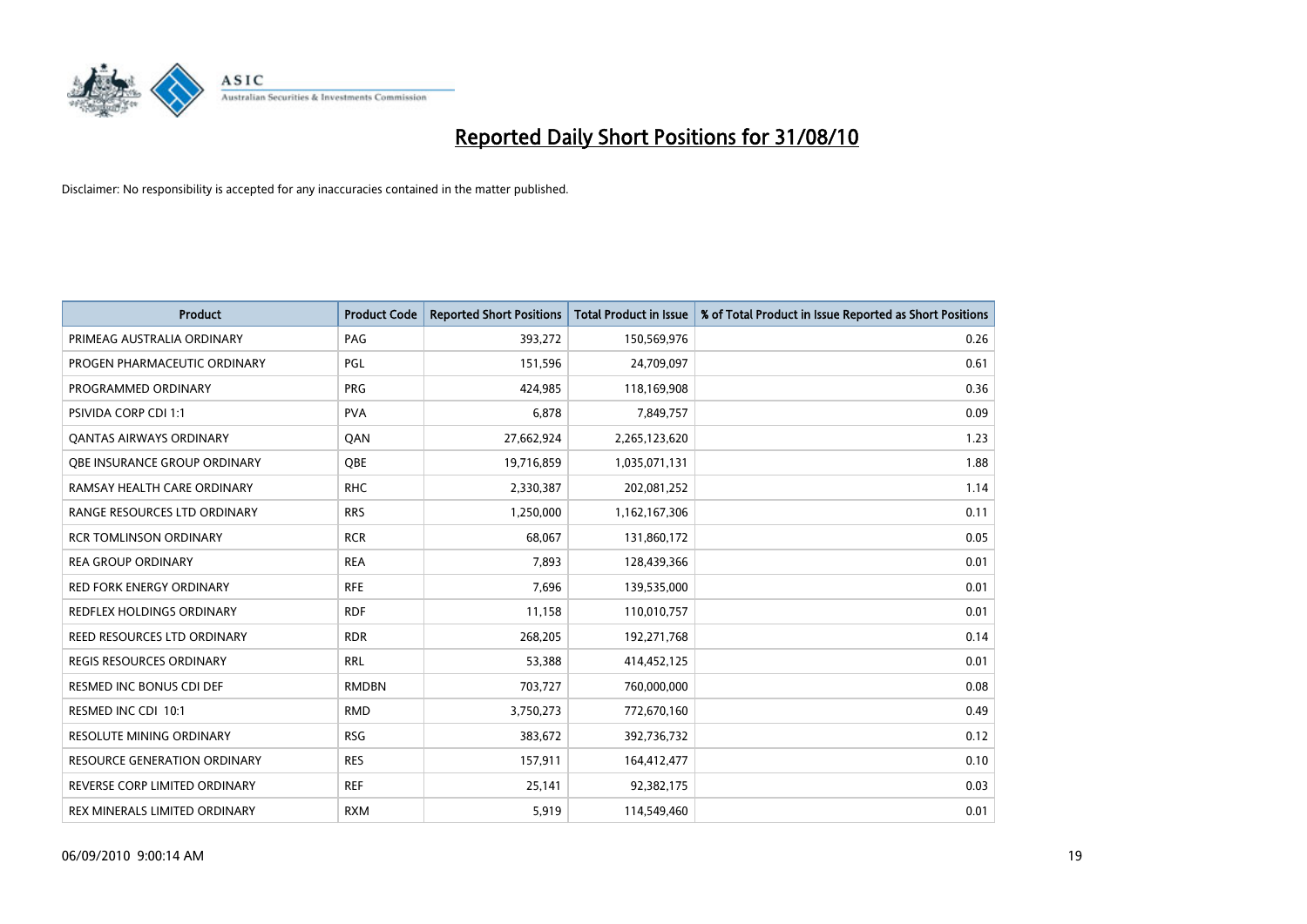# Reported Daily Short Positions for 31/08/10

Disclaimer: No responsibility is accepted for any inaccuracies contained in the matter published.

| Product | Product Code | Reported Short Positions | Total Product in Issue | % of Total Product in Issue Reported as Short Positions |
|---|---|---|---|---|
| PRIMEAG AUSTRALIA ORDINARY | PAG | 393,272 | 150,569,976 | 0.26 |
| PROGEN PHARMACEUTIC ORDINARY | PGL | 151,596 | 24,709,097 | 0.61 |
| PROGRAMMED ORDINARY | PRG | 424,985 | 118,169,908 | 0.36 |
| PSIVIDA CORP CDI 1:1 | PVA | 6,878 | 7,849,757 | 0.09 |
| QANTAS AIRWAYS ORDINARY | QAN | 27,662,924 | 2,265,123,620 | 1.23 |
| QBE INSURANCE GROUP ORDINARY | QBE | 19,716,859 | 1,035,071,131 | 1.88 |
| RAMSAY HEALTH CARE ORDINARY | RHC | 2,330,387 | 202,081,252 | 1.14 |
| RANGE RESOURCES LTD ORDINARY | RRS | 1,250,000 | 1,162,167,306 | 0.11 |
| RCR TOMLINSON ORDINARY | RCR | 68,067 | 131,860,172 | 0.05 |
| REA GROUP ORDINARY | REA | 7,893 | 128,439,366 | 0.01 |
| RED FORK ENERGY ORDINARY | RFE | 7,696 | 139,535,000 | 0.01 |
| REDFLEX HOLDINGS ORDINARY | RDF | 11,158 | 110,010,757 | 0.01 |
| REED RESOURCES LTD ORDINARY | RDR | 268,205 | 192,271,768 | 0.14 |
| REGIS RESOURCES ORDINARY | RRL | 53,388 | 414,452,125 | 0.01 |
| RESMED INC BONUS CDI DEF | RMDBN | 703,727 | 760,000,000 | 0.08 |
| RESMED INC CDI 10:1 | RMD | 3,750,273 | 772,670,160 | 0.49 |
| RESOLUTE MINING ORDINARY | RSG | 383,672 | 392,736,732 | 0.12 |
| RESOURCE GENERATION ORDINARY | RES | 157,911 | 164,412,477 | 0.10 |
| REVERSE CORP LIMITED ORDINARY | REF | 25,141 | 92,382,175 | 0.03 |
| REX MINERALS LIMITED ORDINARY | RXM | 5,919 | 114,549,460 | 0.01 |

06/09/2010 9:00:14 AM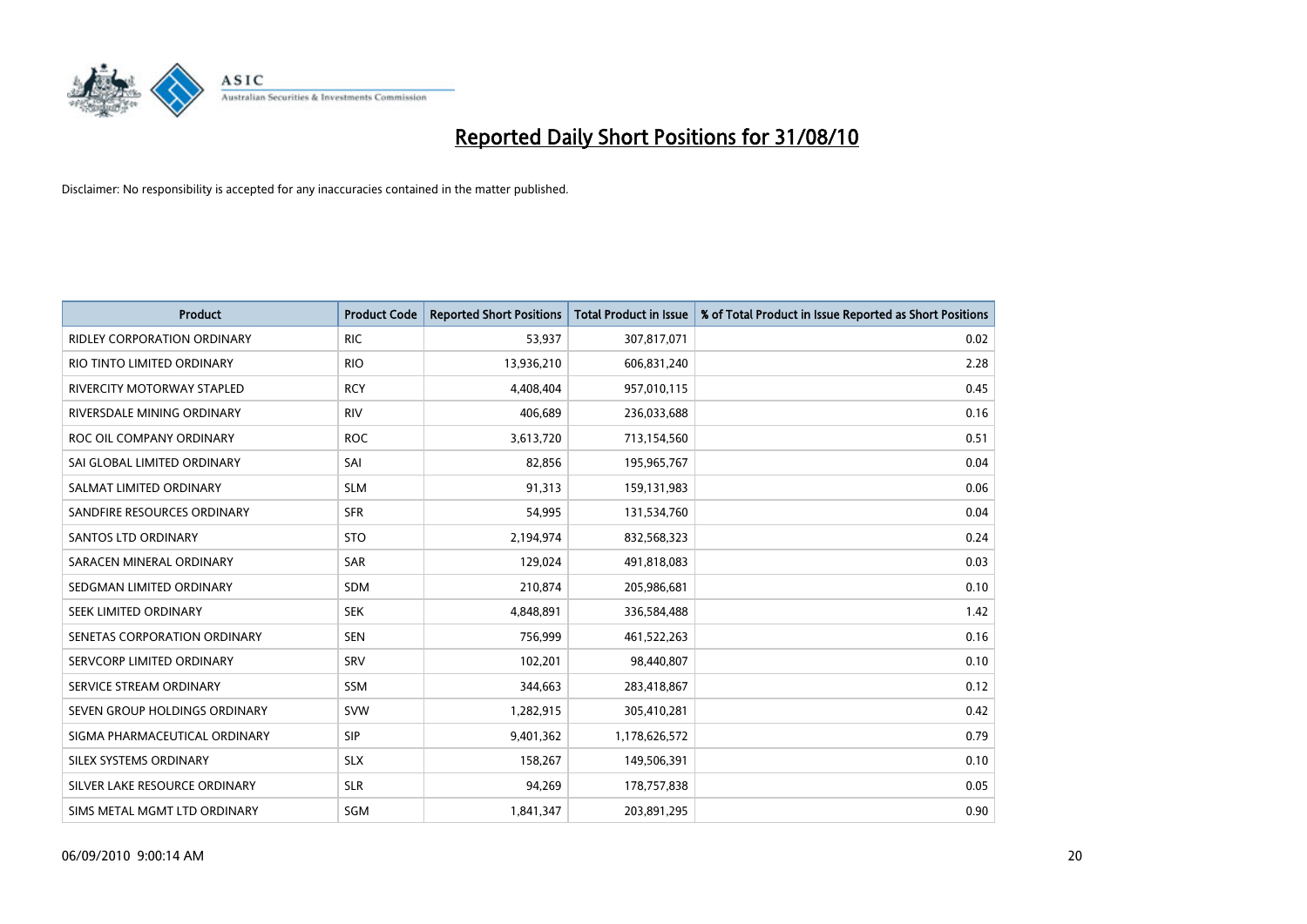# Reported Daily Short Positions for 31/08/10

Disclaimer: No responsibility is accepted for any inaccuracies contained in the matter published.

| Product | Product Code | Reported Short Positions | Total Product in Issue | % of Total Product in Issue Reported as Short Positions |
|---|---|---|---|---|
| RIDLEY CORPORATION ORDINARY | RIC | 53,937 | 307,817,071 | 0.02 |
| RIO TINTO LIMITED ORDINARY | RIO | 13,936,210 | 606,831,240 | 2.28 |
| RIVERCITY MOTORWAY STAPLED | RCY | 4,408,404 | 957,010,115 | 0.45 |
| RIVERSDALE MINING ORDINARY | RIV | 406,689 | 236,033,688 | 0.16 |
| ROC OIL COMPANY ORDINARY | ROC | 3,613,720 | 713,154,560 | 0.51 |
| SAI GLOBAL LIMITED ORDINARY | SAI | 82,856 | 195,965,767 | 0.04 |
| SALMAT LIMITED ORDINARY | SLM | 91,313 | 159,131,983 | 0.06 |
| SANDFIRE RESOURCES ORDINARY | SFR | 54,995 | 131,534,760 | 0.04 |
| SANTOS LTD ORDINARY | STO | 2,194,974 | 832,568,323 | 0.24 |
| SARACEN MINERAL ORDINARY | SAR | 129,024 | 491,818,083 | 0.03 |
| SEDGMAN LIMITED ORDINARY | SDM | 210,874 | 205,986,681 | 0.10 |
| SEEK LIMITED ORDINARY | SEK | 4,848,891 | 336,584,488 | 1.42 |
| SENETAS CORPORATION ORDINARY | SEN | 756,999 | 461,522,263 | 0.16 |
| SERVCORP LIMITED ORDINARY | SRV | 102,201 | 98,440,807 | 0.10 |
| SERVICE STREAM ORDINARY | SSM | 344,663 | 283,418,867 | 0.12 |
| SEVEN GROUP HOLDINGS ORDINARY | SVW | 1,282,915 | 305,410,281 | 0.42 |
| SIGMA PHARMACEUTICAL ORDINARY | SIP | 9,401,362 | 1,178,626,572 | 0.79 |
| SILEX SYSTEMS ORDINARY | SLX | 158,267 | 149,506,391 | 0.10 |
| SILVER LAKE RESOURCE ORDINARY | SLR | 94,269 | 178,757,838 | 0.05 |
| SIMS METAL MGMT LTD ORDINARY | SGM | 1,841,347 | 203,891,295 | 0.90 |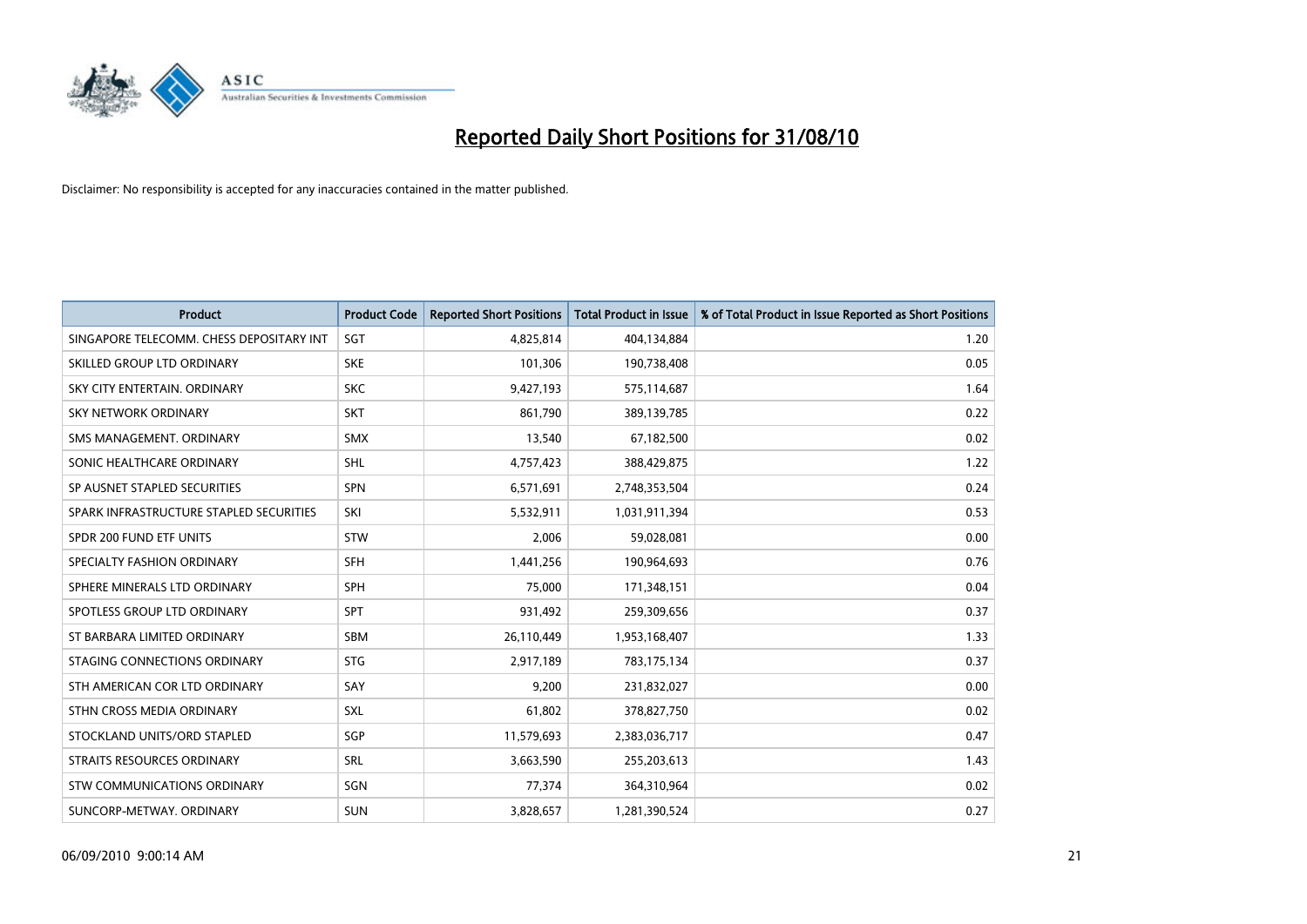# Reported Daily Short Positions for 31/08/10

Disclaimer: No responsibility is accepted for any inaccuracies contained in the matter published.

| Product | Product Code | Reported Short Positions | Total Product in Issue | % of Total Product in Issue Reported as Short Positions |
|---|---|---|---|---|
| SINGAPORE TELECOMM. CHESS DEPOSITARY INT | SGT | 4,825,814 | 404,134,884 | 1.20 |
| SKILLED GROUP LTD ORDINARY | SKE | 101,306 | 190,738,408 | 0.05 |
| SKY CITY ENTERTAIN. ORDINARY | SKC | 9,427,193 | 575,114,687 | 1.64 |
| SKY NETWORK ORDINARY | SKT | 861,790 | 389,139,785 | 0.22 |
| SMS MANAGEMENT. ORDINARY | SMX | 13,540 | 67,182,500 | 0.02 |
| SONIC HEALTHCARE ORDINARY | SHL | 4,757,423 | 388,429,875 | 1.22 |
| SP AUSNET STAPLED SECURITIES | SPN | 6,571,691 | 2,748,353,504 | 0.24 |
| SPARK INFRASTRUCTURE STAPLED SECURITIES | SKI | 5,532,911 | 1,031,911,394 | 0.53 |
| SPDR 200 FUND ETF UNITS | STW | 2,006 | 59,028,081 | 0.00 |
| SPECIALTY FASHION ORDINARY | SFH | 1,441,256 | 190,964,693 | 0.76 |
| SPHERE MINERALS LTD ORDINARY | SPH | 75,000 | 171,348,151 | 0.04 |
| SPOTLESS GROUP LTD ORDINARY | SPT | 931,492 | 259,309,656 | 0.37 |
| ST BARBARA LIMITED ORDINARY | SBM | 26,110,449 | 1,953,168,407 | 1.33 |
| STAGING CONNECTIONS ORDINARY | STG | 2,917,189 | 783,175,134 | 0.37 |
| STH AMERICAN COR LTD ORDINARY | SAY | 9,200 | 231,832,027 | 0.00 |
| STHN CROSS MEDIA ORDINARY | SXL | 61,802 | 378,827,750 | 0.02 |
| STOCKLAND UNITS/ORD STAPLED | SGP | 11,579,693 | 2,383,036,717 | 0.47 |
| STRAITS RESOURCES ORDINARY | SRL | 3,663,590 | 255,203,613 | 1.43 |
| STW COMMUNICATIONS ORDINARY | SGN | 77,374 | 364,310,964 | 0.02 |
| SUNCORP-METWAY. ORDINARY | SUN | 3,828,657 | 1,281,390,524 | 0.27 |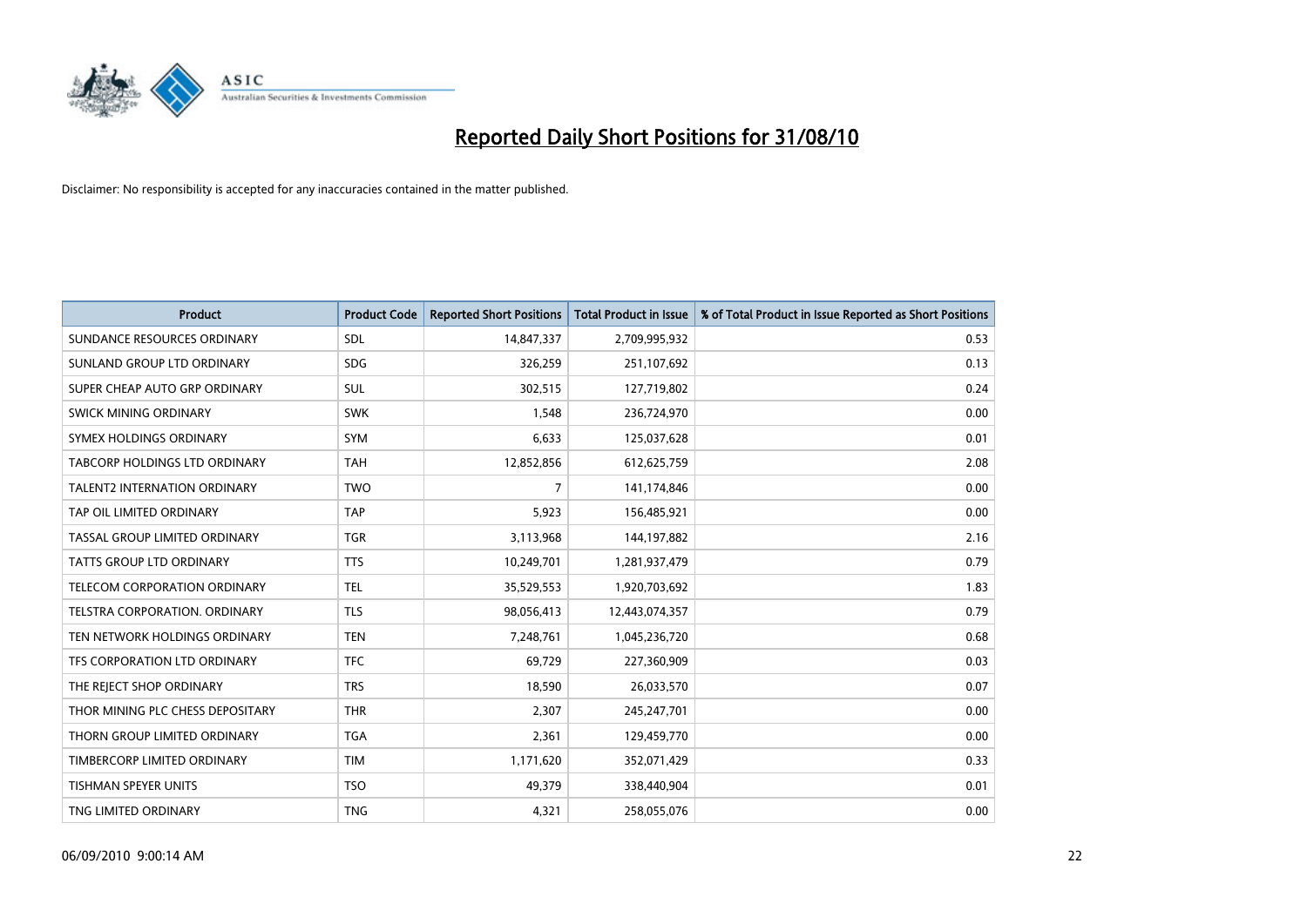# Reported Daily Short Positions for 31/08/10

Disclaimer: No responsibility is accepted for any inaccuracies contained in the matter published.

| Product | Product Code | Reported Short Positions | Total Product in Issue | % of Total Product in Issue Reported as Short Positions |
|---|---|---|---|---|
| SUNDANCE RESOURCES ORDINARY | SDL | 14,847,337 | 2,709,995,932 | 0.53 |
| SUNLAND GROUP LTD ORDINARY | SDG | 326,259 | 251,107,692 | 0.13 |
| SUPER CHEAP AUTO GRP ORDINARY | SUL | 302,515 | 127,719,802 | 0.24 |
| SWICK MINING ORDINARY | SWK | 1,548 | 236,724,970 | 0.00 |
| SYMEX HOLDINGS ORDINARY | SYM | 6,633 | 125,037,628 | 0.01 |
| TABCORP HOLDINGS LTD ORDINARY | TAH | 12,852,856 | 612,625,759 | 2.08 |
| TALENT2 INTERNATION ORDINARY | TWO | 7 | 141,174,846 | 0.00 |
| TAP OIL LIMITED ORDINARY | TAP | 5,923 | 156,485,921 | 0.00 |
| TASSAL GROUP LIMITED ORDINARY | TGR | 3,113,968 | 144,197,882 | 2.16 |
| TATTS GROUP LTD ORDINARY | TTS | 10,249,701 | 1,281,937,479 | 0.79 |
| TELECOM CORPORATION ORDINARY | TEL | 35,529,553 | 1,920,703,692 | 1.83 |
| TELSTRA CORPORATION. ORDINARY | TLS | 98,056,413 | 12,443,074,357 | 0.79 |
| TEN NETWORK HOLDINGS ORDINARY | TEN | 7,248,761 | 1,045,236,720 | 0.68 |
| TFS CORPORATION LTD ORDINARY | TFC | 69,729 | 227,360,909 | 0.03 |
| THE REJECT SHOP ORDINARY | TRS | 18,590 | 26,033,570 | 0.07 |
| THOR MINING PLC CHESS DEPOSITARY | THR | 2,307 | 245,247,701 | 0.00 |
| THORN GROUP LIMITED ORDINARY | TGA | 2,361 | 129,459,770 | 0.00 |
| TIMBERCORP LIMITED ORDINARY | TIM | 1,171,620 | 352,071,429 | 0.33 |
| TISHMAN SPEYER UNITS | TSO | 49,379 | 338,440,904 | 0.01 |
| TNG LIMITED ORDINARY | TNG | 4,321 | 258,055,076 | 0.00 |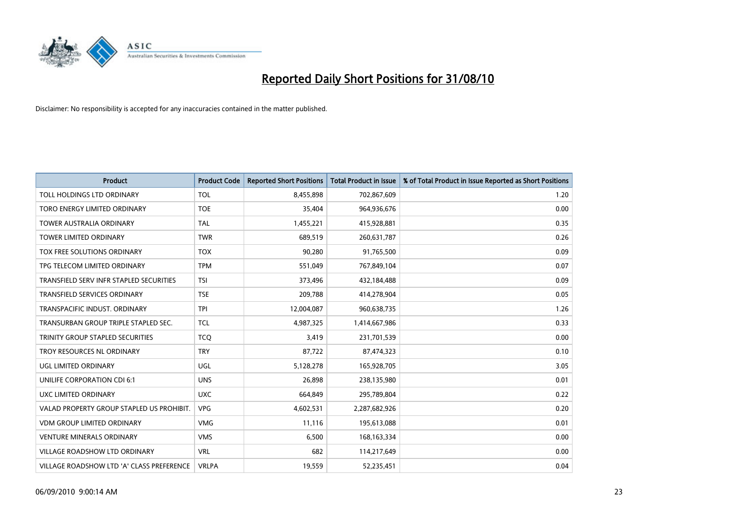# Reported Daily Short Positions for 31/08/10

Disclaimer: No responsibility is accepted for any inaccuracies contained in the matter published.

| Product | Product Code | Reported Short Positions | Total Product in Issue | % of Total Product in Issue Reported as Short Positions |
|---|---|---|---|---|
| TOLL HOLDINGS LTD ORDINARY | TOL | 8,455,898 | 702,867,609 | 1.20 |
| TORO ENERGY LIMITED ORDINARY | TOE | 35,404 | 964,936,676 | 0.00 |
| TOWER AUSTRALIA ORDINARY | TAL | 1,455,221 | 415,928,881 | 0.35 |
| TOWER LIMITED ORDINARY | TWR | 689,519 | 260,631,787 | 0.26 |
| TOX FREE SOLUTIONS ORDINARY | TOX | 90,280 | 91,765,500 | 0.09 |
| TPG TELECOM LIMITED ORDINARY | TPM | 551,049 | 767,849,104 | 0.07 |
| TRANSFIELD SERV INFR STAPLED SECURITIES | TSI | 373,496 | 432,184,488 | 0.09 |
| TRANSFIELD SERVICES ORDINARY | TSE | 209,788 | 414,278,904 | 0.05 |
| TRANSPACIFIC INDUST. ORDINARY | TPI | 12,004,087 | 960,638,735 | 1.26 |
| TRANSURBAN GROUP TRIPLE STAPLED SEC. | TCL | 4,987,325 | 1,414,667,986 | 0.33 |
| TRINITY GROUP STAPLED SECURITIES | TCQ | 3,419 | 231,701,539 | 0.00 |
| TROY RESOURCES NL ORDINARY | TRY | 87,722 | 87,474,323 | 0.10 |
| UGL LIMITED ORDINARY | UGL | 5,128,278 | 165,928,705 | 3.05 |
| UNILIFE CORPORATION CDI 6:1 | UNS | 26,898 | 238,135,980 | 0.01 |
| UXC LIMITED ORDINARY | UXC | 664,849 | 295,789,804 | 0.22 |
| VALAD PROPERTY GROUP STAPLED US PROHIBIT. | VPG | 4,602,531 | 2,287,682,926 | 0.20 |
| VDM GROUP LIMITED ORDINARY | VMG | 11,116 | 195,613,088 | 0.01 |
| VENTURE MINERALS ORDINARY | VMS | 6,500 | 168,163,334 | 0.00 |
| VILLAGE ROADSHOW LTD ORDINARY | VRL | 682 | 114,217,649 | 0.00 |
| VILLAGE ROADSHOW LTD 'A' CLASS PREFERENCE | VRLPA | 19,559 | 52,235,451 | 0.04 |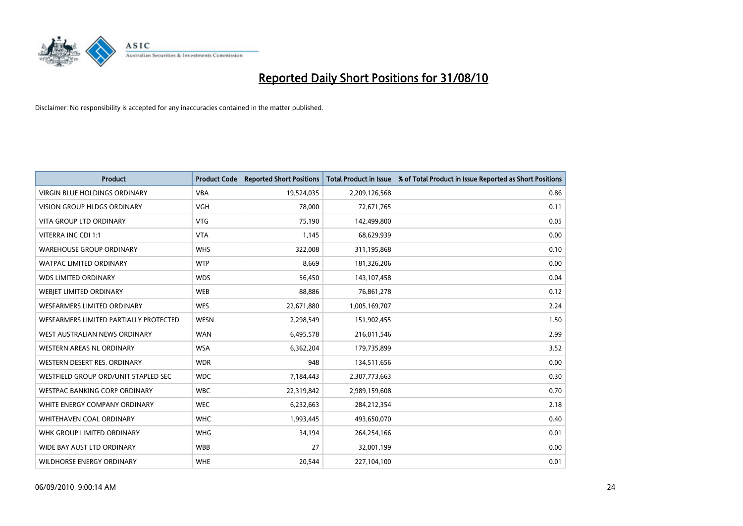# Reported Daily Short Positions for 31/08/10

Disclaimer: No responsibility is accepted for any inaccuracies contained in the matter published.

| Product | Product Code | Reported Short Positions | Total Product in Issue | % of Total Product in Issue Reported as Short Positions |
|---|---|---|---|---|
| VIRGIN BLUE HOLDINGS ORDINARY | VBA | 19,524,035 | 2,209,126,568 | 0.86 |
| VISION GROUP HLDGS ORDINARY | VGH | 78,000 | 72,671,765 | 0.11 |
| VITA GROUP LTD ORDINARY | VTG | 75,190 | 142,499,800 | 0.05 |
| VITERRA INC CDI 1:1 | VTA | 1,145 | 68,629,939 | 0.00 |
| WAREHOUSE GROUP ORDINARY | WHS | 322,008 | 311,195,868 | 0.10 |
| WATPAC LIMITED ORDINARY | WTP | 8,669 | 181,326,206 | 0.00 |
| WDS LIMITED ORDINARY | WDS | 56,450 | 143,107,458 | 0.04 |
| WEBJET LIMITED ORDINARY | WEB | 88,886 | 76,861,278 | 0.12 |
| WESFARMERS LIMITED ORDINARY | WES | 22,671,880 | 1,005,169,707 | 2.24 |
| WESFARMERS LIMITED PARTIALLY PROTECTED | WESN | 2,298,549 | 151,902,455 | 1.50 |
| WEST AUSTRALIAN NEWS ORDINARY | WAN | 6,495,578 | 216,011,546 | 2.99 |
| WESTERN AREAS NL ORDINARY | WSA | 6,362,204 | 179,735,899 | 3.52 |
| WESTERN DESERT RES. ORDINARY | WDR | 948 | 134,511,656 | 0.00 |
| WESTFIELD GROUP ORD/UNIT STAPLED SEC | WDC | 7,184,443 | 2,307,773,663 | 0.30 |
| WESTPAC BANKING CORP ORDINARY | WBC | 22,319,842 | 2,989,159,608 | 0.70 |
| WHITE ENERGY COMPANY ORDINARY | WEC | 6,232,663 | 284,212,354 | 2.18 |
| WHITEHAVEN COAL ORDINARY | WHC | 1,993,445 | 493,650,070 | 0.40 |
| WHK GROUP LIMITED ORDINARY | WHG | 34,194 | 264,254,166 | 0.01 |
| WIDE BAY AUST LTD ORDINARY | WBB | 27 | 32,001,199 | 0.00 |
| WILDHORSE ENERGY ORDINARY | WHE | 20,544 | 227,104,100 | 0.01 |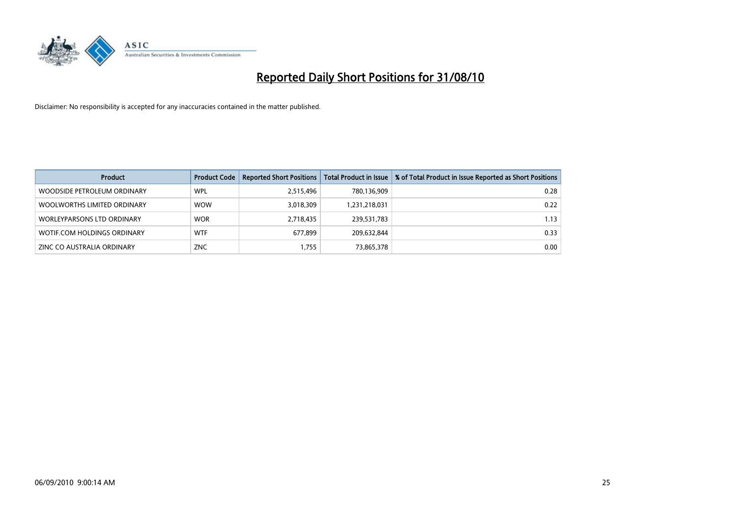# Reported Daily Short Positions for 31/08/10

Disclaimer: No responsibility is accepted for any inaccuracies contained in the matter published.

| Product | Product Code | Reported Short Positions | Total Product in Issue | % of Total Product in Issue Reported as Short Positions |
|---|---|---|---|---|
| WOODSIDE PETROLEUM ORDINARY | WPL | 2,515,496 | 780,136,909 | 0.28 |
| WOOLWORTHS LIMITED ORDINARY | WOW | 3,018,309 | 1,231,218,031 | 0.22 |
| WORLEYPARSONS LTD ORDINARY | WOR | 2,718,435 | 239,531,783 | 1.13 |
| WOTIF.COM HOLDINGS ORDINARY | WTF | 677,899 | 209,632,844 | 0.33 |
| ZINC CO AUSTRALIA ORDINARY | ZNC | 1,755 | 73,865,378 | 0.00 |

06/09/2010 9:00:14 AM